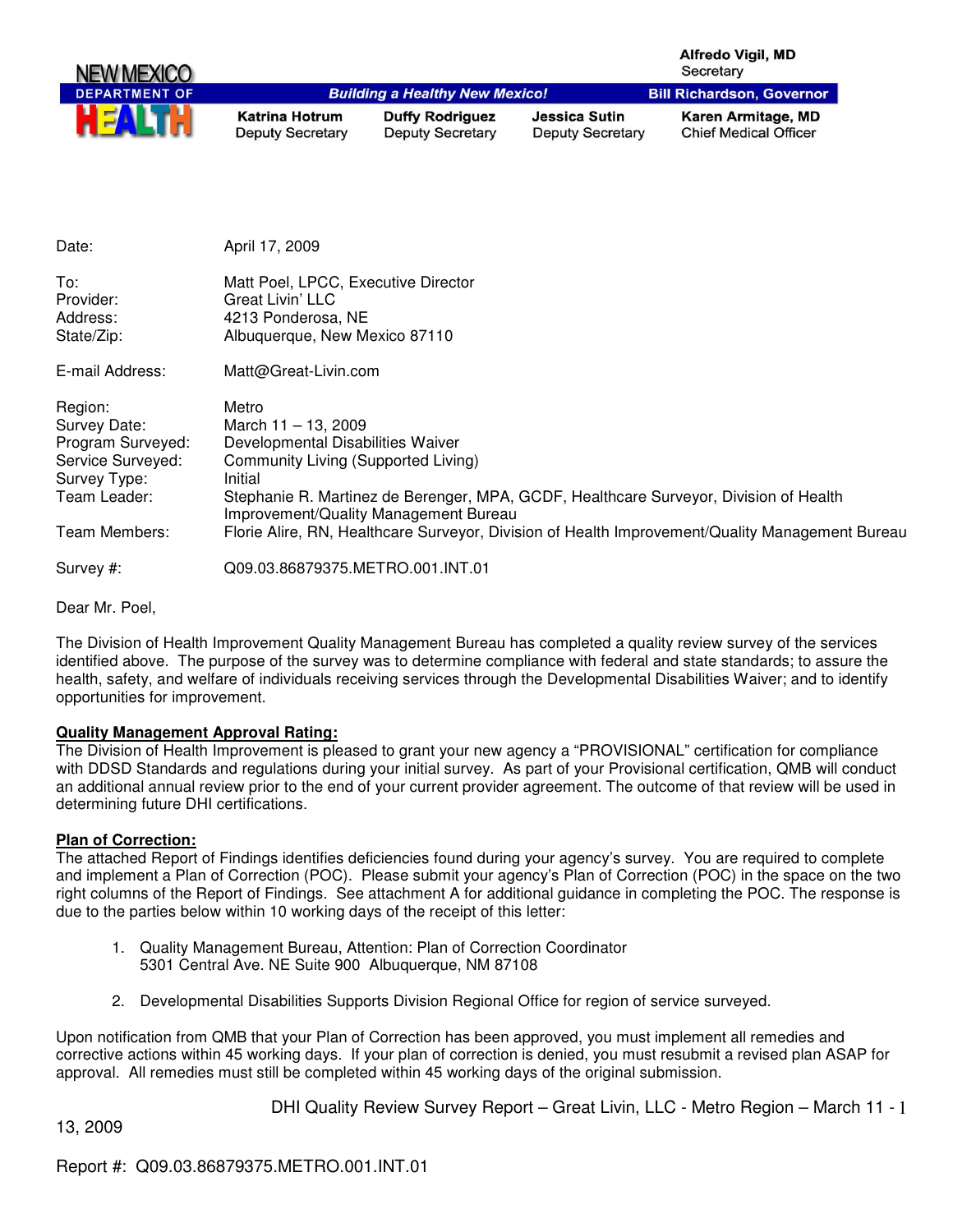NEW MEXICO DEPARTMENT OF HEALTH

Alfredo Vigil, MD
Secretary

*Building a Healthy New Mexico!*

**Bill Richardson, Governor**

| Katrina Hotrum | Duffy Rodriguez | Jessica Sutin | Karen Armitage, MD |
|---|---|---|---|
| Deputy Secretary | Deputy Secretary | Deputy Secretary | Chief Medical Officer |

Date: April 17, 2009

To: Matt Poel, LPCC, Executive Director
Provider: Great Livin' LLC
Address: 4213 Ponderosa, NE
State/Zip: Albuquerque, New Mexico 87110

E-mail Address: Matt@Great-Livin.com

Region: Metro
Survey Date: March 11 – 13, 2009
Program Surveyed: Developmental Disabilities Waiver
Service Surveyed: Community Living (Supported Living)
Survey Type: Initial
Team Leader: Stephanie R. Martinez de Berenger, MPA, GCDF, Healthcare Surveyor, Division of Health Improvement/Quality Management Bureau
Team Members: Florie Alire, RN, Healthcare Surveyor, Division of Health Improvement/Quality Management Bureau

Survey #: Q09.03.86879375.METRO.001.INT.01

Dear Mr. Poel,

The Division of Health Improvement Quality Management Bureau has completed a quality review survey of the services identified above. The purpose of the survey was to determine compliance with federal and state standards; to assure the health, safety, and welfare of individuals receiving services through the Developmental Disabilities Waiver; and to identify opportunities for improvement.

**Quality Management Approval Rating:**
The Division of Health Improvement is pleased to grant your new agency a "PROVISIONAL" certification for compliance with DDSD Standards and regulations during your initial survey. As part of your Provisional certification, QMB will conduct an additional annual review prior to the end of your current provider agreement. The outcome of that review will be used in determining future DHI certifications.

**Plan of Correction:**
The attached Report of Findings identifies deficiencies found during your agency's survey. You are required to complete and implement a Plan of Correction (POC). Please submit your agency's Plan of Correction (POC) in the space on the two right columns of the Report of Findings. See attachment A for additional guidance in completing the POC. The response is due to the parties below within 10 working days of the receipt of this letter:

1. Quality Management Bureau, Attention: Plan of Correction Coordinator
   5301 Central Ave. NE Suite 900 Albuquerque, NM 87108

2. Developmental Disabilities Supports Division Regional Office for region of service surveyed.

Upon notification from QMB that your Plan of Correction has been approved, you must implement all remedies and corrective actions within 45 working days. If your plan of correction is denied, you must resubmit a revised plan ASAP for approval. All remedies must still be completed within 45 working days of the original submission.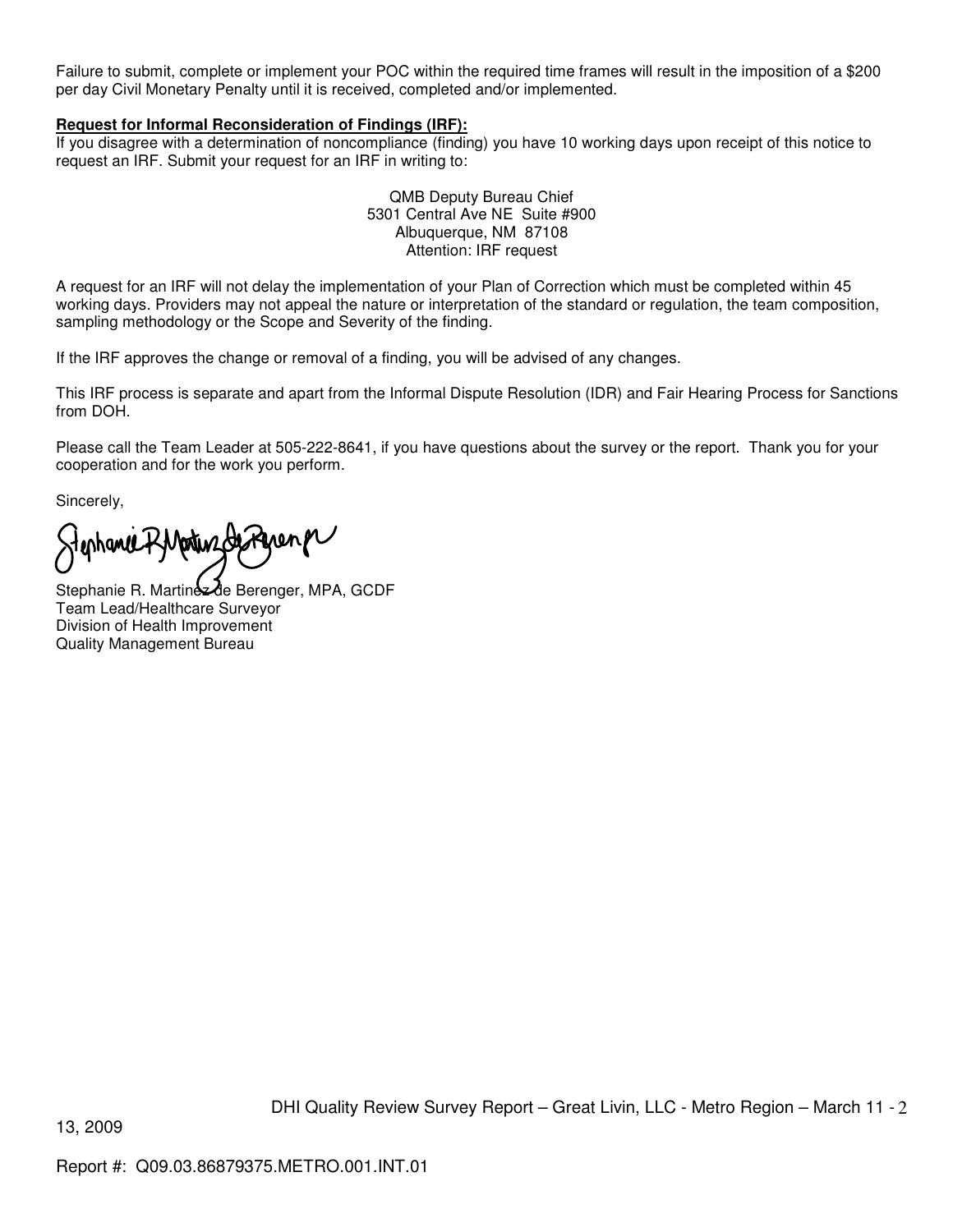Failure to submit, complete or implement your POC within the required time frames will result in the imposition of a $200 per day Civil Monetary Penalty until it is received, completed and/or implemented.

**Request for Informal Reconsideration of Findings (IRF):**

If you disagree with a determination of noncompliance (finding) you have 10 working days upon receipt of this notice to request an IRF. Submit your request for an IRF in writing to:

QMB Deputy Bureau Chief
5301 Central Ave NE Suite #900
Albuquerque, NM 87108
Attention: IRF request

A request for an IRF will not delay the implementation of your Plan of Correction which must be completed within 45 working days. Providers may not appeal the nature or interpretation of the standard or regulation, the team composition, sampling methodology or the Scope and Severity of the finding.

If the IRF approves the change or removal of a finding, you will be advised of any changes.

This IRF process is separate and apart from the Informal Dispute Resolution (IDR) and Fair Hearing Process for Sanctions from DOH.

Please call the Team Leader at 505-222-8641, if you have questions about the survey or the report. Thank you for your cooperation and for the work you perform.

Sincerely,

Stephanie R. Martinez de Berenger, MPA, GCDF
Team Lead/Healthcare Surveyor
Division of Health Improvement
Quality Management Bureau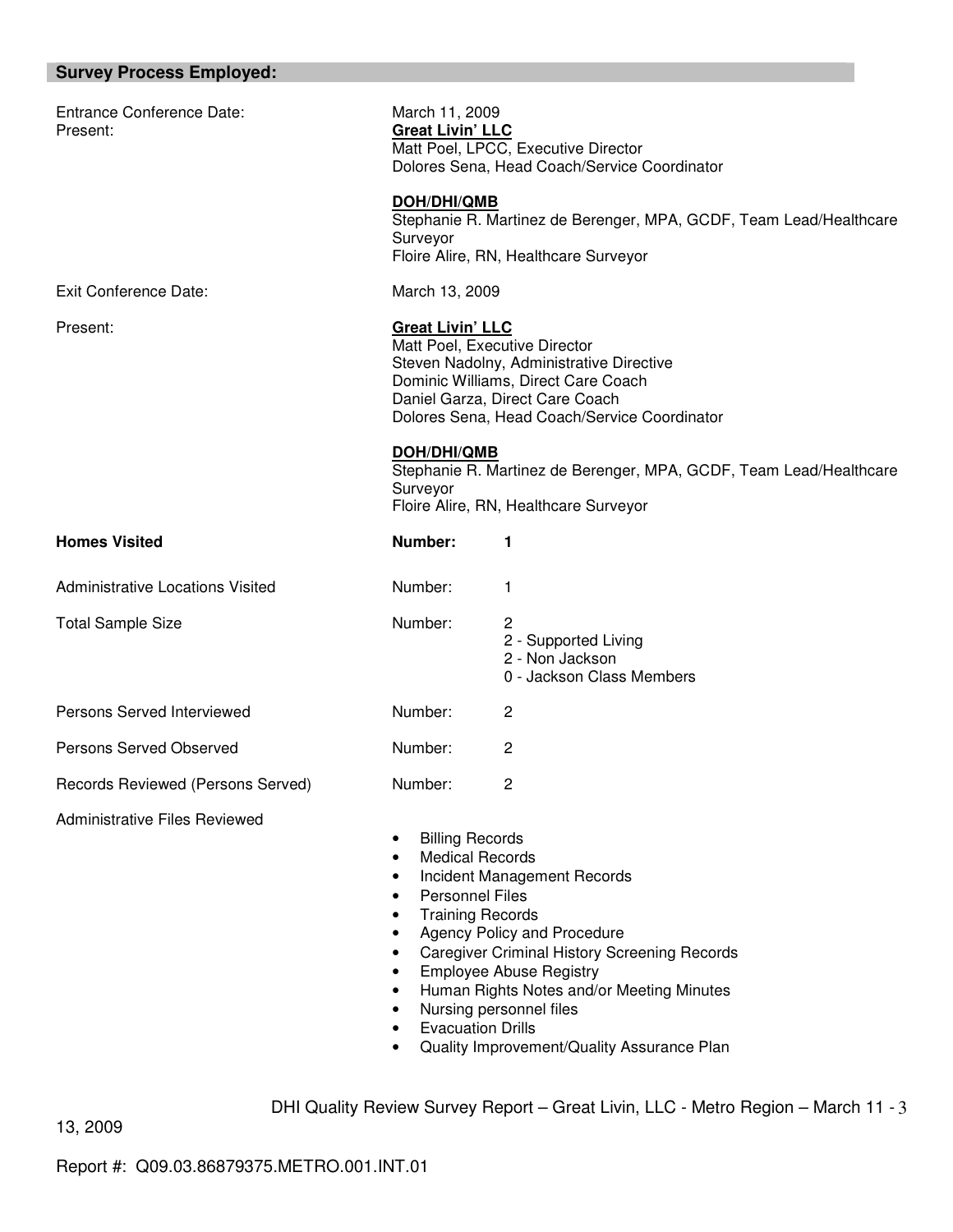## Survey Process Employed:

| | | |
|---|---|---|
| Entrance Conference Date: | March 11, 2009 | |
| Present: | **Great Livin' LLC**<br>Matt Poel, LPCC, Executive Director<br>Dolores Sena, Head Coach/Service Coordinator<br><br>**DOH/DHI/QMB**<br>Stephanie R. Martinez de Berenger, MPA, GCDF, Team Lead/Healthcare Surveyor<br>Floire Alire, RN, Healthcare Surveyor | |
| Exit Conference Date: | March 13, 2009 | |
| Present: | **Great Livin' LLC**<br>Matt Poel, Executive Director<br>Steven Nadolny, Administrative Directive<br>Dominic Williams, Direct Care Coach<br>Daniel Garza, Direct Care Coach<br>Dolores Sena, Head Coach/Service Coordinator<br><br>**DOH/DHI/QMB**<br>Stephanie R. Martinez de Berenger, MPA, GCDF, Team Lead/Healthcare Surveyor<br>Floire Alire, RN, Healthcare Surveyor | |
| **Homes Visited** | **Number:** | **1** |
| Administrative Locations Visited | Number: | 1 |
| Total Sample Size | Number: | 2<br>2 - Supported Living<br>2 - Non Jackson<br>0 - Jackson Class Members |
| Persons Served Interviewed | Number: | 2 |
| Persons Served Observed | Number: | 2 |
| Records Reviewed (Persons Served) | Number: | 2 |

Administrative Files Reviewed

- Billing Records
- Medical Records
- Incident Management Records
- Personnel Files
- Training Records
- Agency Policy and Procedure
- Caregiver Criminal History Screening Records
- Employee Abuse Registry
- Human Rights Notes and/or Meeting Minutes
- Nursing personnel files
- Evacuation Drills
- Quality Improvement/Quality Assurance Plan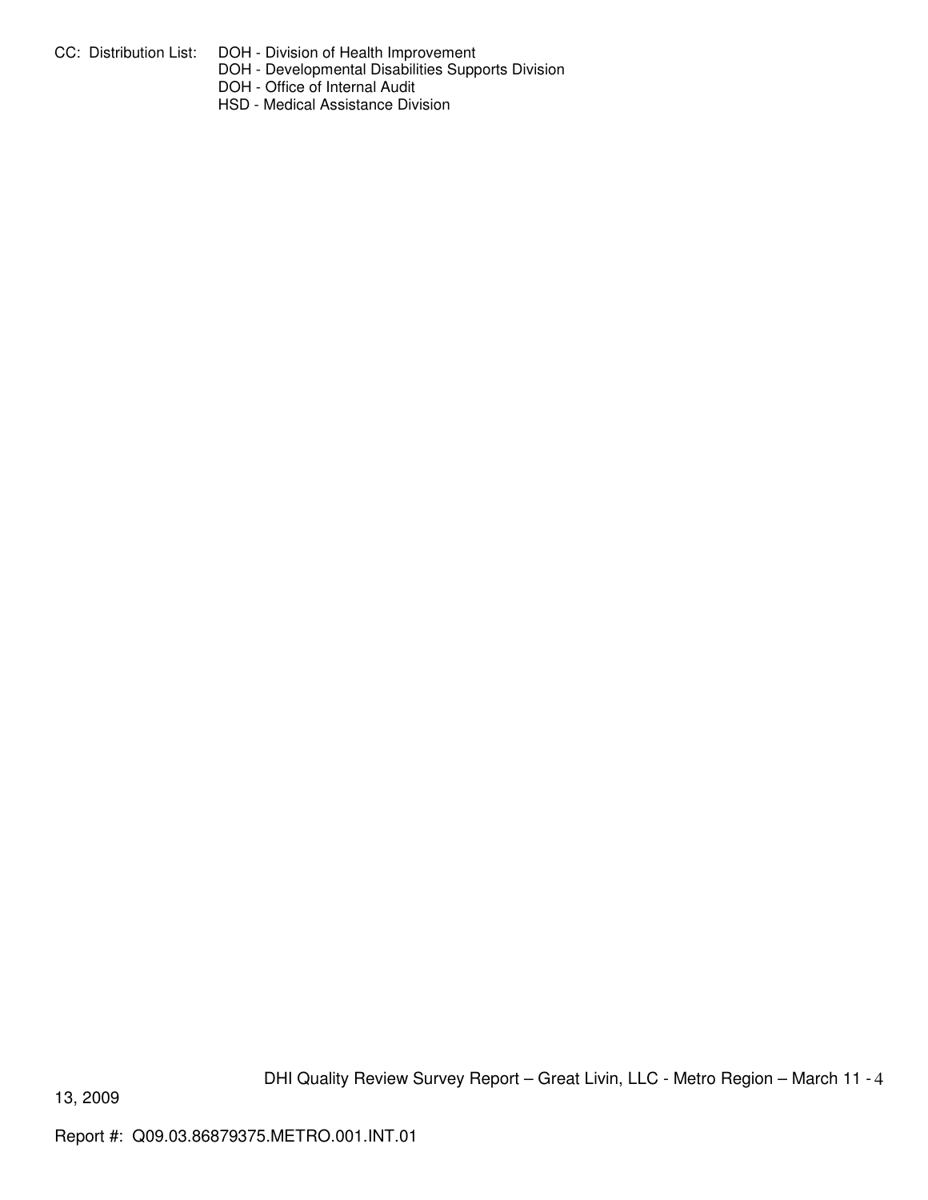CC: Distribution List: DOH - Division of Health Improvement
DOH - Developmental Disabilities Supports Division
DOH - Office of Internal Audit
HSD - Medical Assistance Division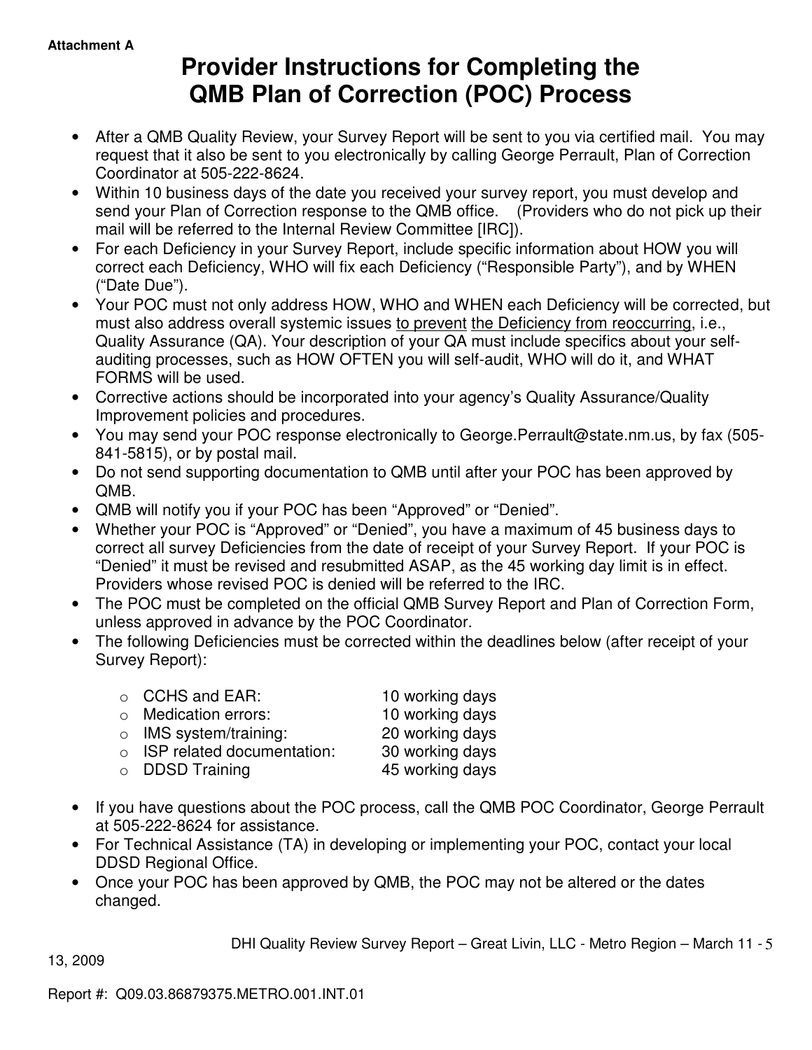Attachment A

# Provider Instructions for Completing the QMB Plan of Correction (POC) Process

- After a QMB Quality Review, your Survey Report will be sent to you via certified mail. You may request that it also be sent to you electronically by calling George Perrault, Plan of Correction Coordinator at 505-222-8624.
- Within 10 business days of the date you received your survey report, you must develop and send your Plan of Correction response to the QMB office. (Providers who do not pick up their mail will be referred to the Internal Review Committee [IRC]).
- For each Deficiency in your Survey Report, include specific information about HOW you will correct each Deficiency, WHO will fix each Deficiency ("Responsible Party"), and by WHEN ("Date Due").
- Your POC must not only address HOW, WHO and WHEN each Deficiency will be corrected, but must also address overall systemic issues <u>to prevent</u> <u>the Deficiency from reoccurring</u>, i.e., Quality Assurance (QA). Your description of your QA must include specifics about your self-auditing processes, such as HOW OFTEN you will self-audit, WHO will do it, and WHAT FORMS will be used.
- Corrective actions should be incorporated into your agency's Quality Assurance/Quality Improvement policies and procedures.
- You may send your POC response electronically to George.Perrault@state.nm.us, by fax (505-841-5815), or by postal mail.
- Do not send supporting documentation to QMB until after your POC has been approved by QMB.
- QMB will notify you if your POC has been "Approved" or "Denied".
- Whether your POC is "Approved" or "Denied", you have a maximum of 45 business days to correct all survey Deficiencies from the date of receipt of your Survey Report. If your POC is "Denied" it must be revised and resubmitted ASAP, as the 45 working day limit is in effect. Providers whose revised POC is denied will be referred to the IRC.
- The POC must be completed on the official QMB Survey Report and Plan of Correction Form, unless approved in advance by the POC Coordinator.
- The following Deficiencies must be corrected within the deadlines below (after receipt of your Survey Report):
  - CCHS and EAR: 10 working days
  - Medication errors: 10 working days
  - IMS system/training: 20 working days
  - ISP related documentation: 30 working days
  - DDSD Training 45 working days
- If you have questions about the POC process, call the QMB POC Coordinator, George Perrault at 505-222-8624 for assistance.
- For Technical Assistance (TA) in developing or implementing your POC, contact your local DDSD Regional Office.
- Once your POC has been approved by QMB, the POC may not be altered or the dates changed.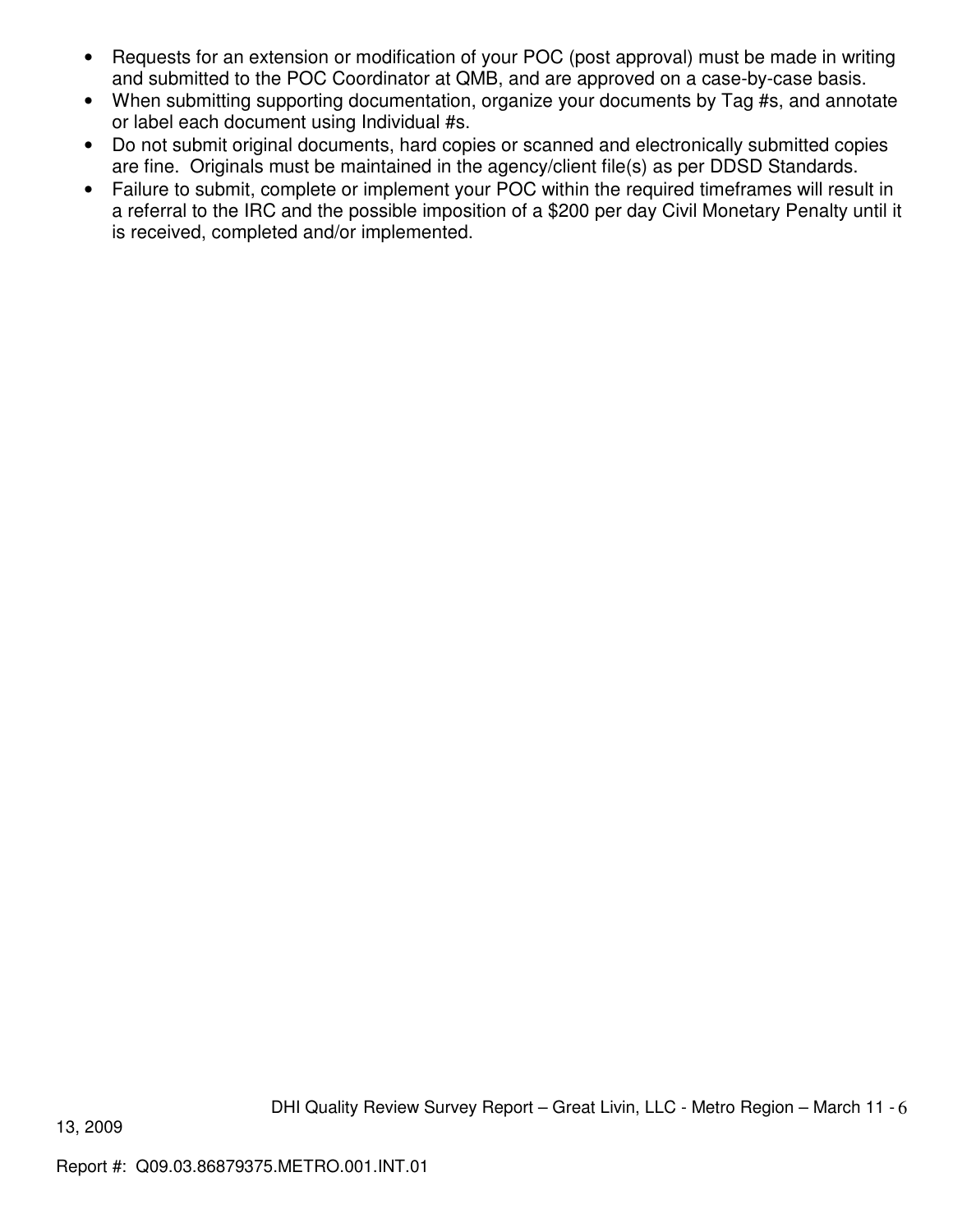- Requests for an extension or modification of your POC (post approval) must be made in writing and submitted to the POC Coordinator at QMB, and are approved on a case-by-case basis.
- When submitting supporting documentation, organize your documents by Tag #s, and annotate or label each document using Individual #s.
- Do not submit original documents, hard copies or scanned and electronically submitted copies are fine. Originals must be maintained in the agency/client file(s) as per DDSD Standards.
- Failure to submit, complete or implement your POC within the required timeframes will result in a referral to the IRC and the possible imposition of a $200 per day Civil Monetary Penalty until it is received, completed and/or implemented.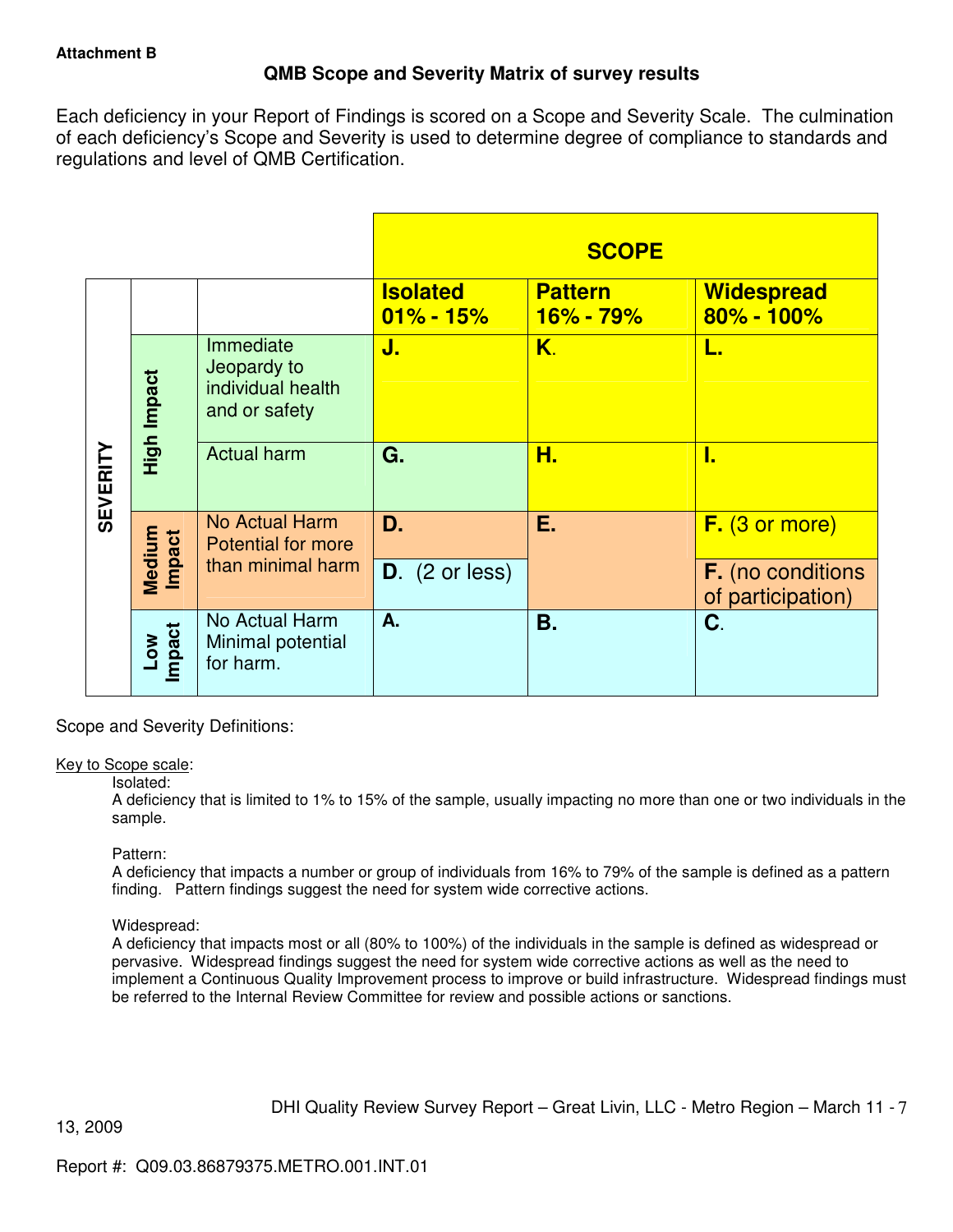**Attachment B**

## QMB Scope and Severity Matrix of survey results

Each deficiency in your Report of Findings is scored on a Scope and Severity Scale. The culmination of each deficiency's Scope and Severity is used to determine degree of compliance to standards and regulations and level of QMB Certification.

| | | | **SCOPE** | | |
|---|---|---|---|---|---|
| | | | **Isolated 01% - 15%** | **Pattern 16% - 79%** | **Widespread 80% - 100%** |
| **SEVERITY** | **High Impact** | Immediate Jeopardy to individual health and or safety | **J.** | **K.** | **L.** |
| | | Actual harm | **G.** | **H.** | **I.** |
| | **Medium Impact** | No Actual Harm Potential for more than minimal harm | **D.** | **E.** | **F.** (3 or more) |
| | | | **D.** (2 or less) | | **F.** (no conditions of participation) |
| | **Low Impact** | No Actual Harm Minimal potential for harm. | **A.** | **B.** | **C.** |

Scope and Severity Definitions:

Key to Scope scale:

Isolated:
A deficiency that is limited to 1% to 15% of the sample, usually impacting no more than one or two individuals in the sample.

Pattern:
A deficiency that impacts a number or group of individuals from 16% to 79% of the sample is defined as a pattern finding. Pattern findings suggest the need for system wide corrective actions.

Widespread:
A deficiency that impacts most or all (80% to 100%) of the individuals in the sample is defined as widespread or pervasive. Widespread findings suggest the need for system wide corrective actions as well as the need to implement a Continuous Quality Improvement process to improve or build infrastructure. Widespread findings must be referred to the Internal Review Committee for review and possible actions or sanctions.

DHI Quality Review Survey Report – Great Livin, LLC - Metro Region – March 11 - 13, 2009

Report #: Q09.03.86879375.METRO.001.INT.01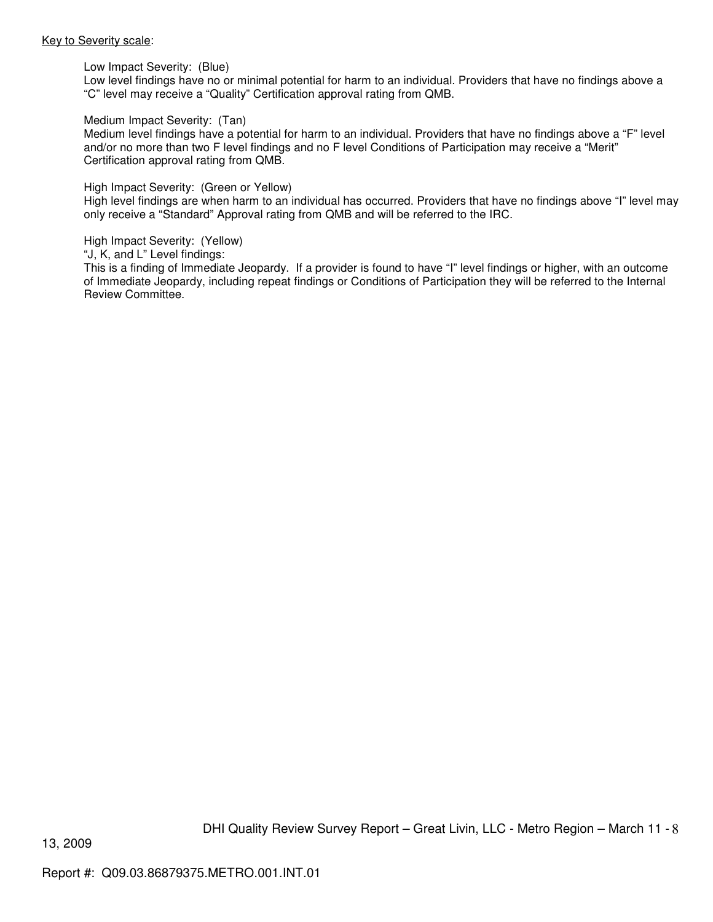Key to Severity scale:

Low Impact Severity: (Blue)
Low level findings have no or minimal potential for harm to an individual. Providers that have no findings above a "C" level may receive a "Quality" Certification approval rating from QMB.

Medium Impact Severity: (Tan)
Medium level findings have a potential for harm to an individual. Providers that have no findings above a "F" level and/or no more than two F level findings and no F level Conditions of Participation may receive a "Merit" Certification approval rating from QMB.

High Impact Severity: (Green or Yellow)
High level findings are when harm to an individual has occurred. Providers that have no findings above "I" level may only receive a "Standard" Approval rating from QMB and will be referred to the IRC.

High Impact Severity: (Yellow)
"J, K, and L" Level findings:
This is a finding of Immediate Jeopardy. If a provider is found to have "I" level findings or higher, with an outcome of Immediate Jeopardy, including repeat findings or Conditions of Participation they will be referred to the Internal Review Committee.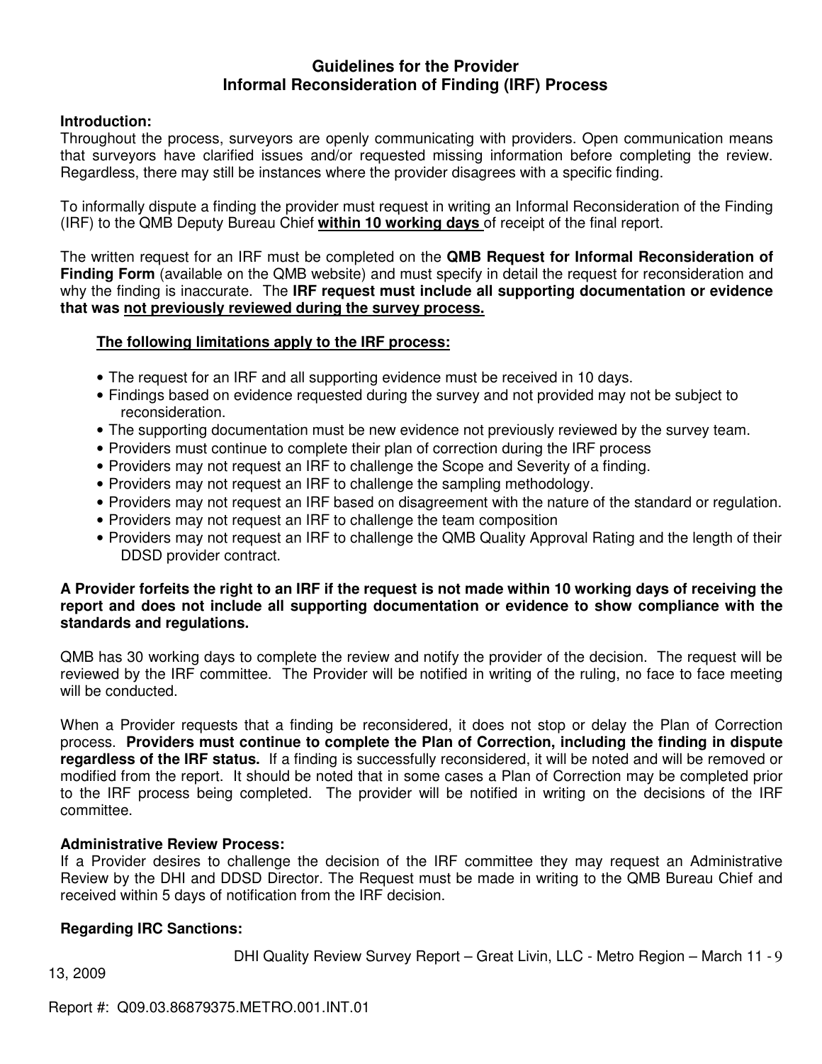# Guidelines for the Provider
## Informal Reconsideration of Finding (IRF) Process

**Introduction:**
Throughout the process, surveyors are openly communicating with providers. Open communication means that surveyors have clarified issues and/or requested missing information before completing the review. Regardless, there may still be instances where the provider disagrees with a specific finding.

To informally dispute a finding the provider must request in writing an Informal Reconsideration of the Finding (IRF) to the QMB Deputy Bureau Chief **within 10 working days** of receipt of the final report.

The written request for an IRF must be completed on the **QMB Request for Informal Reconsideration of Finding Form** (available on the QMB website) and must specify in detail the request for reconsideration and why the finding is inaccurate. The **IRF request must include all supporting documentation or evidence that was not previously reviewed during the survey process.**

**The following limitations apply to the IRF process:**

- The request for an IRF and all supporting evidence must be received in 10 days.
- Findings based on evidence requested during the survey and not provided may not be subject to reconsideration.
- The supporting documentation must be new evidence not previously reviewed by the survey team.
- Providers must continue to complete their plan of correction during the IRF process
- Providers may not request an IRF to challenge the Scope and Severity of a finding.
- Providers may not request an IRF to challenge the sampling methodology.
- Providers may not request an IRF based on disagreement with the nature of the standard or regulation.
- Providers may not request an IRF to challenge the team composition
- Providers may not request an IRF to challenge the QMB Quality Approval Rating and the length of their DDSD provider contract.

**A Provider forfeits the right to an IRF if the request is not made within 10 working days of receiving the report and does not include all supporting documentation or evidence to show compliance with the standards and regulations.**

QMB has 30 working days to complete the review and notify the provider of the decision. The request will be reviewed by the IRF committee. The Provider will be notified in writing of the ruling, no face to face meeting will be conducted.

When a Provider requests that a finding be reconsidered, it does not stop or delay the Plan of Correction process. **Providers must continue to complete the Plan of Correction, including the finding in dispute regardless of the IRF status.** If a finding is successfully reconsidered, it will be noted and will be removed or modified from the report. It should be noted that in some cases a Plan of Correction may be completed prior to the IRF process being completed. The provider will be notified in writing on the decisions of the IRF committee.

**Administrative Review Process:**
If a Provider desires to challenge the decision of the IRF committee they may request an Administrative Review by the DHI and DDSD Director. The Request must be made in writing to the QMB Bureau Chief and received within 5 days of notification from the IRF decision.

**Regarding IRC Sanctions:**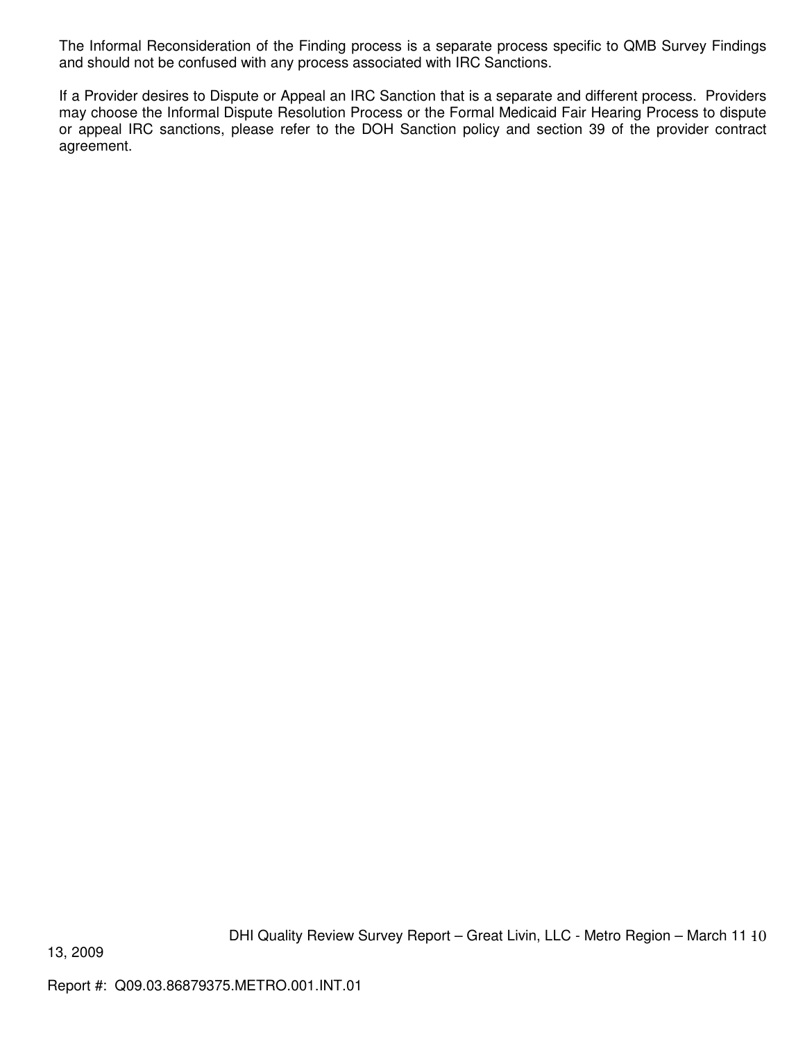The Informal Reconsideration of the Finding process is a separate process specific to QMB Survey Findings and should not be confused with any process associated with IRC Sanctions.

If a Provider desires to Dispute or Appeal an IRC Sanction that is a separate and different process. Providers may choose the Informal Dispute Resolution Process or the Formal Medicaid Fair Hearing Process to dispute or appeal IRC sanctions, please refer to the DOH Sanction policy and section 39 of the provider contract agreement.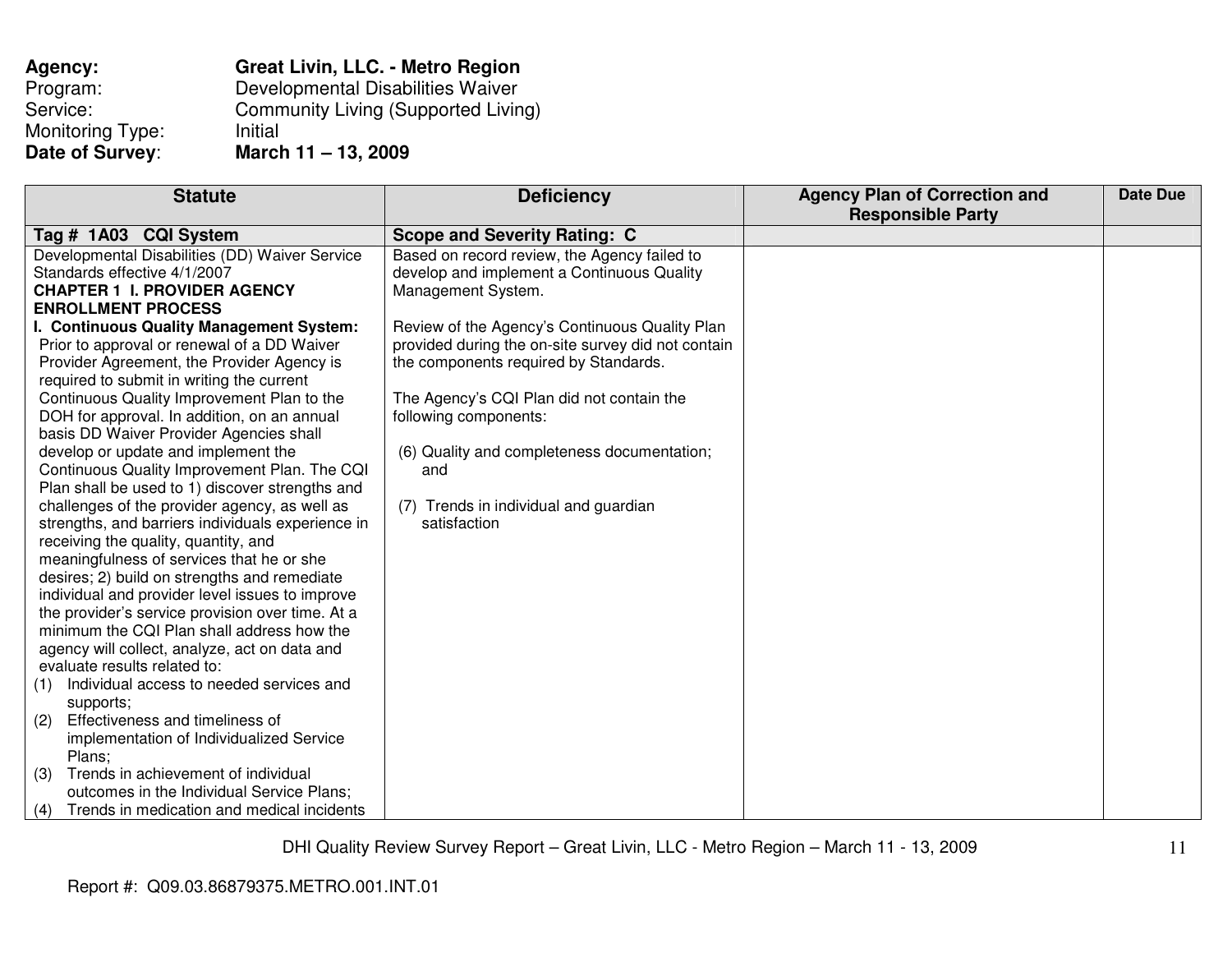**Agency:** **Great Livin, LLC. - Metro Region**
Program: Developmental Disabilities Waiver
Service: Community Living (Supported Living)
Monitoring Type: Initial
**Date of Survey**: **March 11 – 13, 2009**

| Statute | Deficiency | Agency Plan of Correction and Responsible Party | Date Due |
|---|---|---|---|
| **Tag # 1A03 CQI System** | **Scope and Severity Rating: C** | | |
| Developmental Disabilities (DD) Waiver Service Standards effective 4/1/2007<br>**CHAPTER 1 I. PROVIDER AGENCY ENROLLMENT PROCESS**<br>**I. Continuous Quality Management System:** Prior to approval or renewal of a DD Waiver Provider Agreement, the Provider Agency is required to submit in writing the current Continuous Quality Improvement Plan to the DOH for approval. In addition, on an annual basis DD Waiver Provider Agencies shall develop or update and implement the Continuous Quality Improvement Plan. The CQI Plan shall be used to 1) discover strengths and challenges of the provider agency, as well as strengths, and barriers individuals experience in receiving the quality, quantity, and meaningfulness of services that he or she desires; 2) build on strengths and remediate individual and provider level issues to improve the provider's service provision over time. At a minimum the CQI Plan shall address how the agency will collect, analyze, act on data and evaluate results related to:<br>(1) Individual access to needed services and supports;<br>(2) Effectiveness and timeliness of implementation of Individualized Service Plans;<br>(3) Trends in achievement of individual outcomes in the Individual Service Plans;<br>(4) Trends in medication and medical incidents | Based on record review, the Agency failed to develop and implement a Continuous Quality Management System.<br><br>Review of the Agency's Continuous Quality Plan provided during the on-site survey did not contain the components required by Standards.<br><br>The Agency's CQI Plan did not contain the following components:<br><br>(6) Quality and completeness documentation; and<br><br>(7) Trends in individual and guardian satisfaction | | |

Report #: Q09.03.86879375.METRO.001.INT.01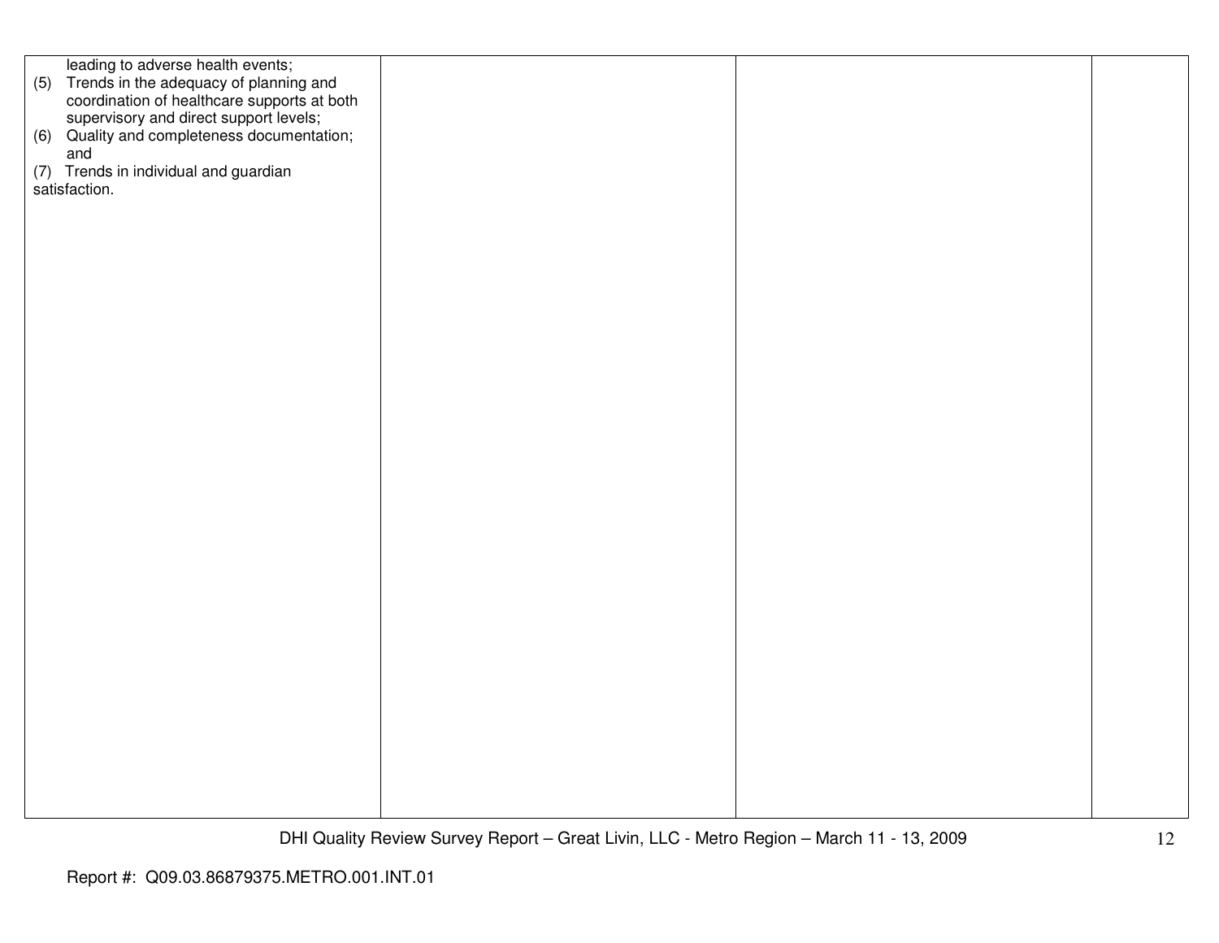| | | | |
|---|---|---|---|
| leading to adverse health events;<br>(5) Trends in the adequacy of planning and coordination of healthcare supports at both supervisory and direct support levels;<br>(6) Quality and completeness documentation; and<br>(7) Trends in individual and guardian satisfaction. | | | |

Report #: Q09.03.86879375.METRO.001.INT.01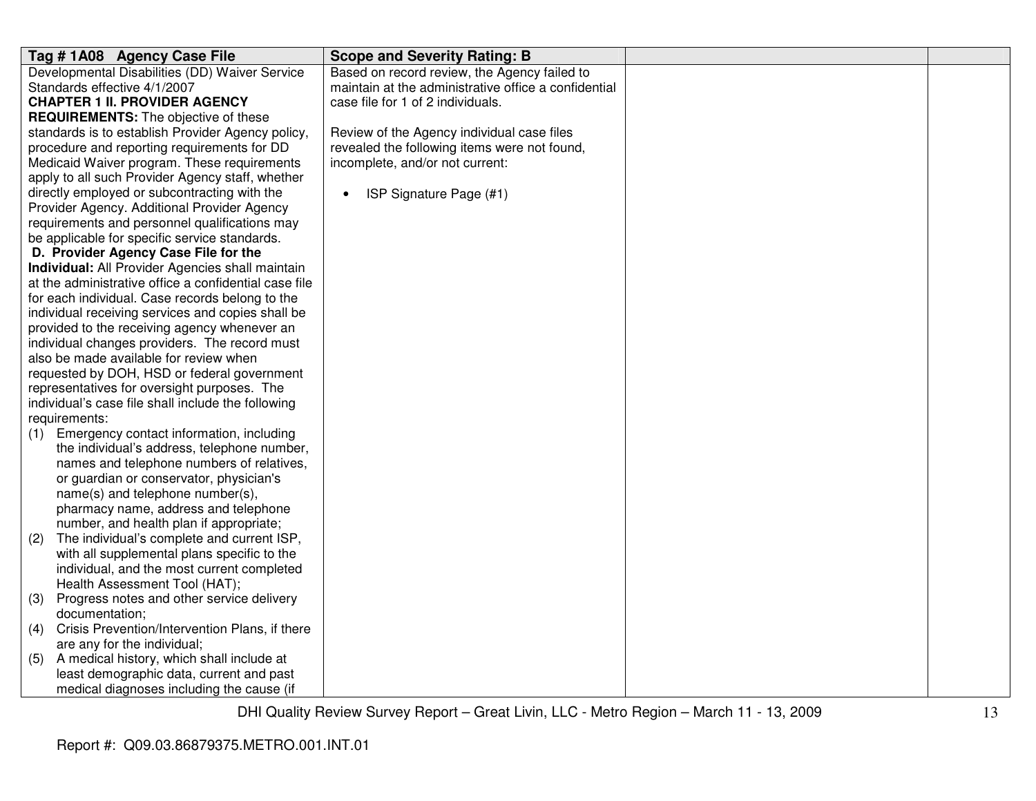| Tag # 1A08 Agency Case File | Scope and Severity Rating: B | | |
|---|---|---|---|
| Developmental Disabilities (DD) Waiver Service Standards effective 4/1/2007<br>**CHAPTER 1 II. PROVIDER AGENCY REQUIREMENTS:** The objective of these standards is to establish Provider Agency policy, procedure and reporting requirements for DD Medicaid Waiver program. These requirements apply to all such Provider Agency staff, whether directly employed or subcontracting with the Provider Agency. Additional Provider Agency requirements and personnel qualifications may be applicable for specific service standards.<br>**D. Provider Agency Case File for the Individual:** All Provider Agencies shall maintain at the administrative office a confidential case file for each individual. Case records belong to the individual receiving services and copies shall be provided to the receiving agency whenever an individual changes providers. The record must also be made available for review when requested by DOH, HSD or federal government representatives for oversight purposes. The individual's case file shall include the following requirements:<br>(1) Emergency contact information, including the individual's address, telephone number, names and telephone numbers of relatives, or guardian or conservator, physician's name(s) and telephone number(s), pharmacy name, address and telephone number, and health plan if appropriate;<br>(2) The individual's complete and current ISP, with all supplemental plans specific to the individual, and the most current completed Health Assessment Tool (HAT);<br>(3) Progress notes and other service delivery documentation;<br>(4) Crisis Prevention/Intervention Plans, if there are any for the individual;<br>(5) A medical history, which shall include at least demographic data, current and past medical diagnoses including the cause (if | Based on record review, the Agency failed to maintain at the administrative office a confidential case file for 1 of 2 individuals.<br><br>Review of the Agency individual case files revealed the following items were not found, incomplete, and/or not current:<br><br>• ISP Signature Page (#1) | | |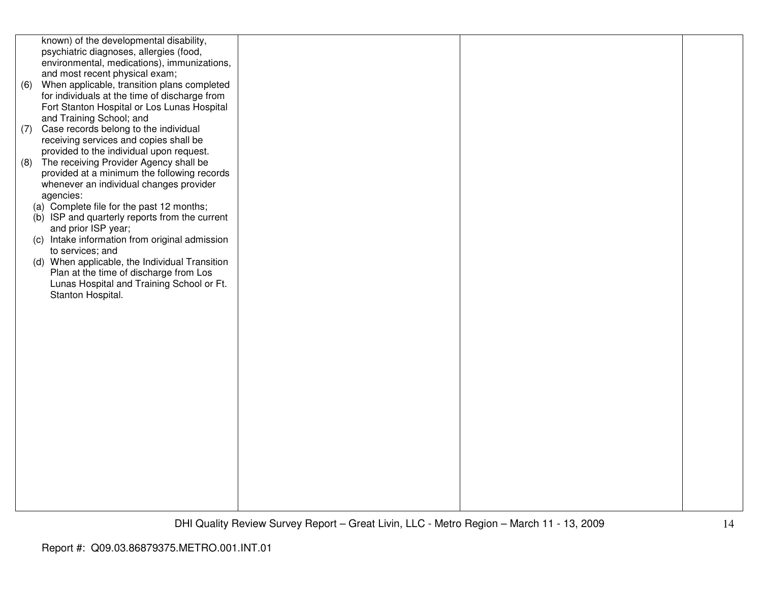| | | | |
|---|---|---|---|
| known) of the developmental disability, psychiatric diagnoses, allergies (food, environmental, medications), immunizations, and most recent physical exam;<br>(6) When applicable, transition plans completed for individuals at the time of discharge from Fort Stanton Hospital or Los Lunas Hospital and Training School; and<br>(7) Case records belong to the individual receiving services and copies shall be provided to the individual upon request.<br>(8) The receiving Provider Agency shall be provided at a minimum the following records whenever an individual changes provider agencies:<br>(a) Complete file for the past 12 months;<br>(b) ISP and quarterly reports from the current and prior ISP year;<br>(c) Intake information from original admission to services; and<br>(d) When applicable, the Individual Transition Plan at the time of discharge from Los Lunas Hospital and Training School or Ft. Stanton Hospital. | | | |

DHI Quality Review Survey Report – Great Livin, LLC - Metro Region – March 11 - 13, 2009

Report #: Q09.03.86879375.METRO.001.INT.01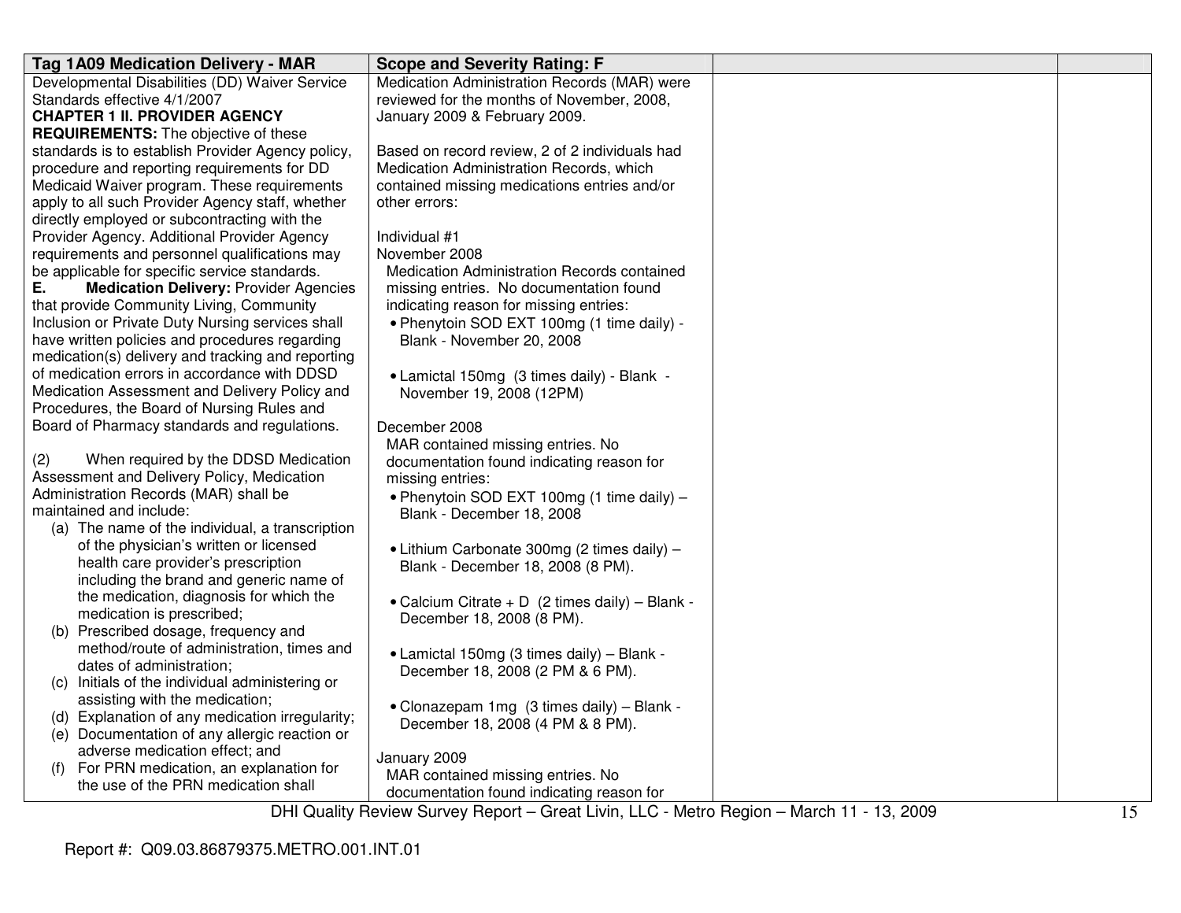| Tag 1A09 Medication Delivery - MAR | Scope and Severity Rating: F | | |
|---|---|---|---|
| Developmental Disabilities (DD) Waiver Service Standards effective 4/1/2007<br>**CHAPTER 1 II. PROVIDER AGENCY REQUIREMENTS:** The objective of these standards is to establish Provider Agency policy, procedure and reporting requirements for DD Medicaid Waiver program. These requirements apply to all such Provider Agency staff, whether directly employed or subcontracting with the Provider Agency. Additional Provider Agency requirements and personnel qualifications may be applicable for specific service standards.<br>**E. Medication Delivery:** Provider Agencies that provide Community Living, Community Inclusion or Private Duty Nursing services shall have written policies and procedures regarding medication(s) delivery and tracking and reporting of medication errors in accordance with DDSD Medication Assessment and Delivery Policy and Procedures, the Board of Nursing Rules and Board of Pharmacy standards and regulations.<br><br>(2) When required by the DDSD Medication Assessment and Delivery Policy, Medication Administration Records (MAR) shall be maintained and include:<br>(a) The name of the individual, a transcription of the physician's written or licensed health care provider's prescription including the brand and generic name of the medication, diagnosis for which the medication is prescribed;<br>(b) Prescribed dosage, frequency and method/route of administration, times and dates of administration;<br>(c) Initials of the individual administering or assisting with the medication;<br>(d) Explanation of any medication irregularity;<br>(e) Documentation of any allergic reaction or adverse medication effect; and<br>(f) For PRN medication, an explanation for the use of the PRN medication shall | Medication Administration Records (MAR) were reviewed for the months of November, 2008, January 2009 & February 2009.<br><br>Based on record review, 2 of 2 individuals had Medication Administration Records, which contained missing medications entries and/or other errors:<br><br>Individual #1<br>November 2008<br>Medication Administration Records contained missing entries. No documentation found indicating reason for missing entries:<br>• Phenytoin SOD EXT 100mg (1 time daily) - Blank - November 20, 2008<br>• Lamictal 150mg (3 times daily) - Blank - November 19, 2008 (12PM)<br><br>December 2008<br>MAR contained missing entries. No documentation found indicating reason for missing entries:<br>• Phenytoin SOD EXT 100mg (1 time daily) – Blank - December 18, 2008<br>• Lithium Carbonate 300mg (2 times daily) – Blank - December 18, 2008 (8 PM).<br>• Calcium Citrate + D (2 times daily) – Blank - December 18, 2008 (8 PM).<br>• Lamictal 150mg (3 times daily) – Blank - December 18, 2008 (2 PM & 6 PM).<br>• Clonazepam 1mg (3 times daily) – Blank - December 18, 2008 (4 PM & 8 PM).<br><br>January 2009<br>MAR contained missing entries. No documentation found indicating reason for | | |

DHI Quality Review Survey Report – Great Livin, LLC - Metro Region – March 11 - 13, 2009

Report #: Q09.03.86879375.METRO.001.INT.01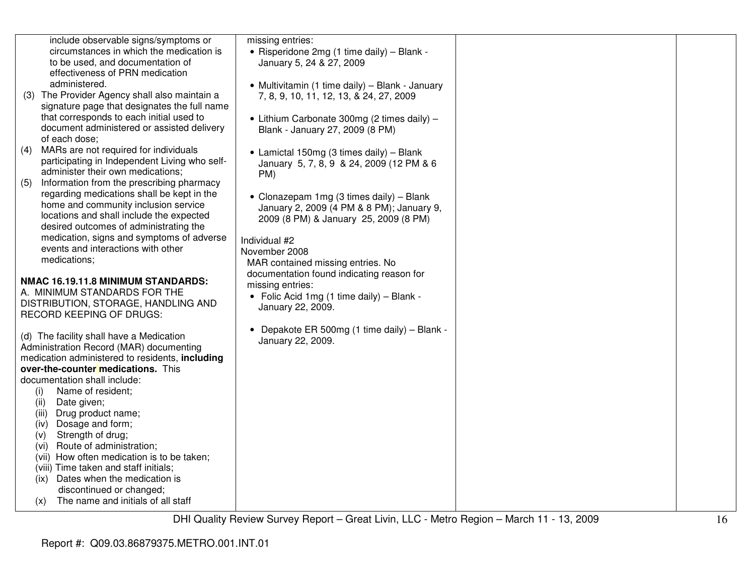| | | | |
|---|---|---|---|
| include observable signs/symptoms or circumstances in which the medication is to be used, and documentation of effectiveness of PRN medication administered.<br>(3) The Provider Agency shall also maintain a signature page that designates the full name that corresponds to each initial used to document administered or assisted delivery of each dose;<br>(4) MARs are not required for individuals participating in Independent Living who self-administer their own medications;<br>(5) Information from the prescribing pharmacy regarding medications shall be kept in the home and community inclusion service locations and shall include the expected desired outcomes of administrating the medication, signs and symptoms of adverse events and interactions with other medications;<br><br>**NMAC 16.19.11.8 MINIMUM STANDARDS:**<br>A. MINIMUM STANDARDS FOR THE DISTRIBUTION, STORAGE, HANDLING AND RECORD KEEPING OF DRUGS:<br><br>(d) The facility shall have a Medication Administration Record (MAR) documenting medication administered to residents, **including over-the-counter medications.** This documentation shall include:<br>(i) Name of resident;<br>(ii) Date given;<br>(iii) Drug product name;<br>(iv) Dosage and form;<br>(v) Strength of drug;<br>(vi) Route of administration;<br>(vii) How often medication is to be taken;<br>(viii) Time taken and staff initials;<br>(ix) Dates when the medication is discontinued or changed;<br>(x) The name and initials of all staff | missing entries:<br>• Risperidone 2mg (1 time daily) – Blank - January 5, 24 & 27, 2009<br><br>• Multivitamin (1 time daily) – Blank - January 7, 8, 9, 10, 11, 12, 13, & 24, 27, 2009<br><br>• Lithium Carbonate 300mg (2 times daily) – Blank - January 27, 2009 (8 PM)<br><br>• Lamictal 150mg (3 times daily) – Blank January 5, 7, 8, 9 & 24, 2009 (12 PM & 6 PM)<br><br>• Clonazepam 1mg (3 times daily) – Blank January 2, 2009 (4 PM & 8 PM); January 9, 2009 (8 PM) & January 25, 2009 (8 PM)<br><br>Individual #2<br>November 2008<br>MAR contained missing entries. No documentation found indicating reason for missing entries:<br>• Folic Acid 1mg (1 time daily) – Blank - January 22, 2009.<br><br>• Depakote ER 500mg (1 time daily) – Blank - January 22, 2009. | | |

Report #: Q09.03.86879375.METRO.001.INT.01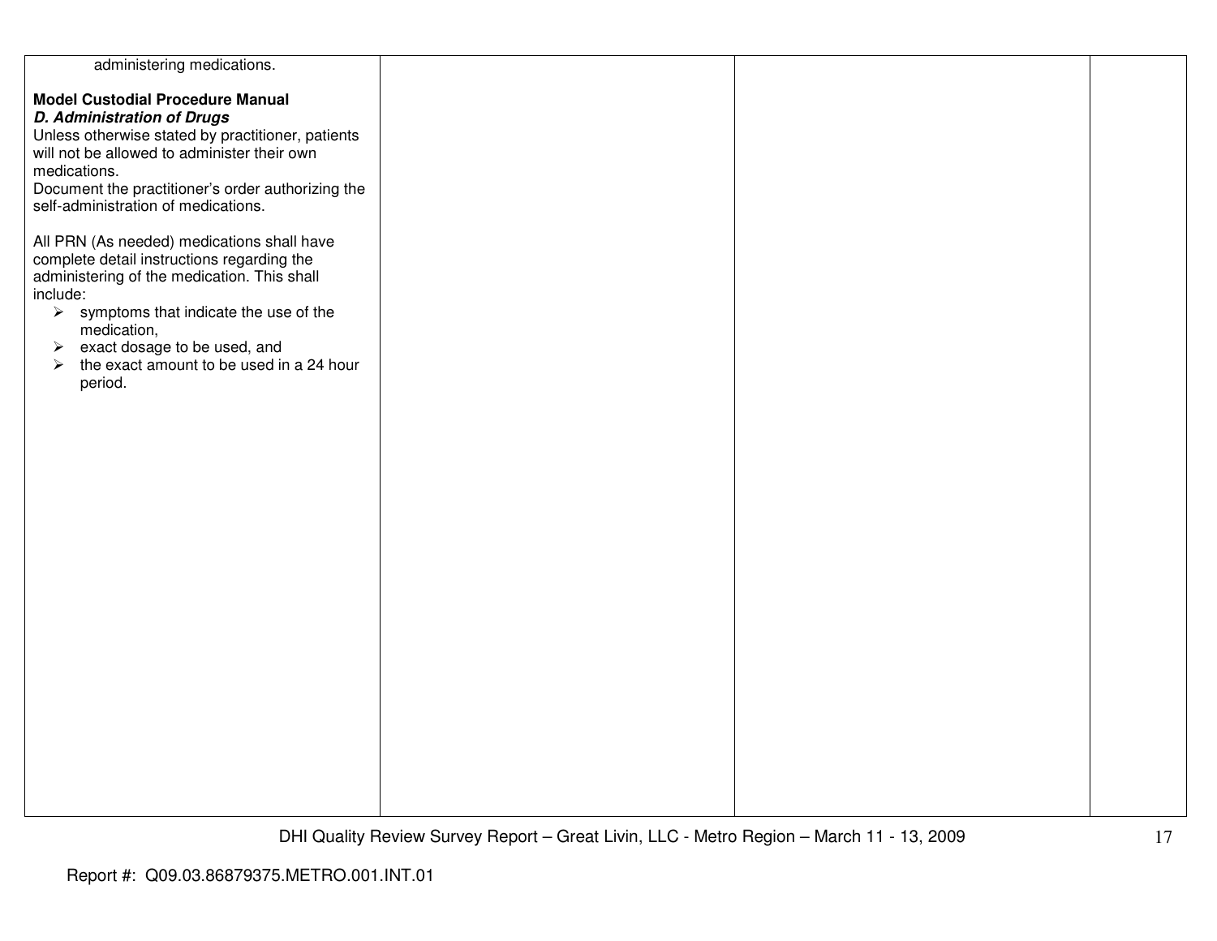| | | | |
|---|---|---|---|
| administering medications.<br><br>**Model Custodial Procedure Manual**<br>***D. Administration of Drugs***<br>Unless otherwise stated by practitioner, patients will not be allowed to administer their own medications.<br>Document the practitioner's order authorizing the self-administration of medications.<br><br>All PRN (As needed) medications shall have complete detail instructions regarding the administering of the medication. This shall include:<br>➢ symptoms that indicate the use of the medication,<br>➢ exact dosage to be used, and<br>➢ the exact amount to be used in a 24 hour period. | | | |

DHI Quality Review Survey Report – Great Livin, LLC - Metro Region – March 11 - 13, 2009

Report #: Q09.03.86879375.METRO.001.INT.01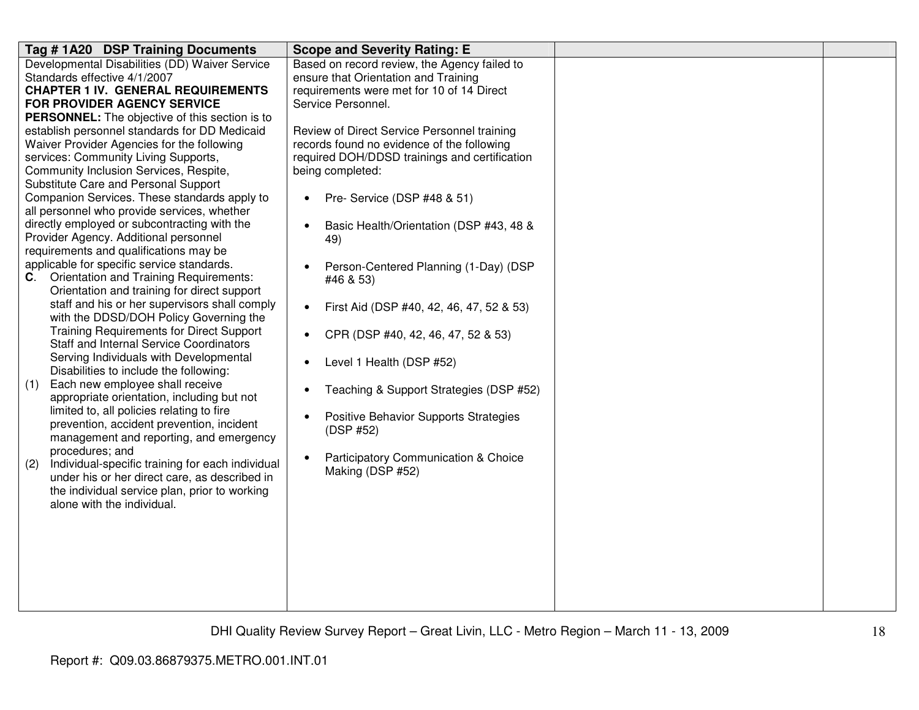| Tag # 1A20 DSP Training Documents | Scope and Severity Rating: E | | |
|---|---|---|---|
| Developmental Disabilities (DD) Waiver Service Standards effective 4/1/2007<br>**CHAPTER 1 IV. GENERAL REQUIREMENTS FOR PROVIDER AGENCY SERVICE PERSONNEL:** The objective of this section is to establish personnel standards for DD Medicaid Waiver Provider Agencies for the following services: Community Living Supports, Community Inclusion Services, Respite, Substitute Care and Personal Support Companion Services. These standards apply to all personnel who provide services, whether directly employed or subcontracting with the Provider Agency. Additional personnel requirements and qualifications may be applicable for specific service standards.<br>**C**. Orientation and Training Requirements: Orientation and training for direct support staff and his or her supervisors shall comply with the DDSD/DOH Policy Governing the Training Requirements for Direct Support Staff and Internal Service Coordinators Serving Individuals with Developmental Disabilities to include the following:<br>(1) Each new employee shall receive appropriate orientation, including but not limited to, all policies relating to fire prevention, accident prevention, incident management and reporting, and emergency procedures; and<br>(2) Individual-specific training for each individual under his or her direct care, as described in the individual service plan, prior to working alone with the individual. | Based on record review, the Agency failed to ensure that Orientation and Training requirements were met for 10 of 14 Direct Service Personnel.<br><br>Review of Direct Service Personnel training records found no evidence of the following required DOH/DDSD trainings and certification being completed:<br><br>• Pre- Service (DSP #48 & 51)<br>• Basic Health/Orientation (DSP #43, 48 & 49)<br>• Person-Centered Planning (1-Day) (DSP #46 & 53)<br>• First Aid (DSP #40, 42, 46, 47, 52 & 53)<br>• CPR (DSP #40, 42, 46, 47, 52 & 53)<br>• Level 1 Health (DSP #52)<br>• Teaching & Support Strategies (DSP #52)<br>• Positive Behavior Supports Strategies (DSP #52)<br>• Participatory Communication & Choice Making (DSP #52) | | |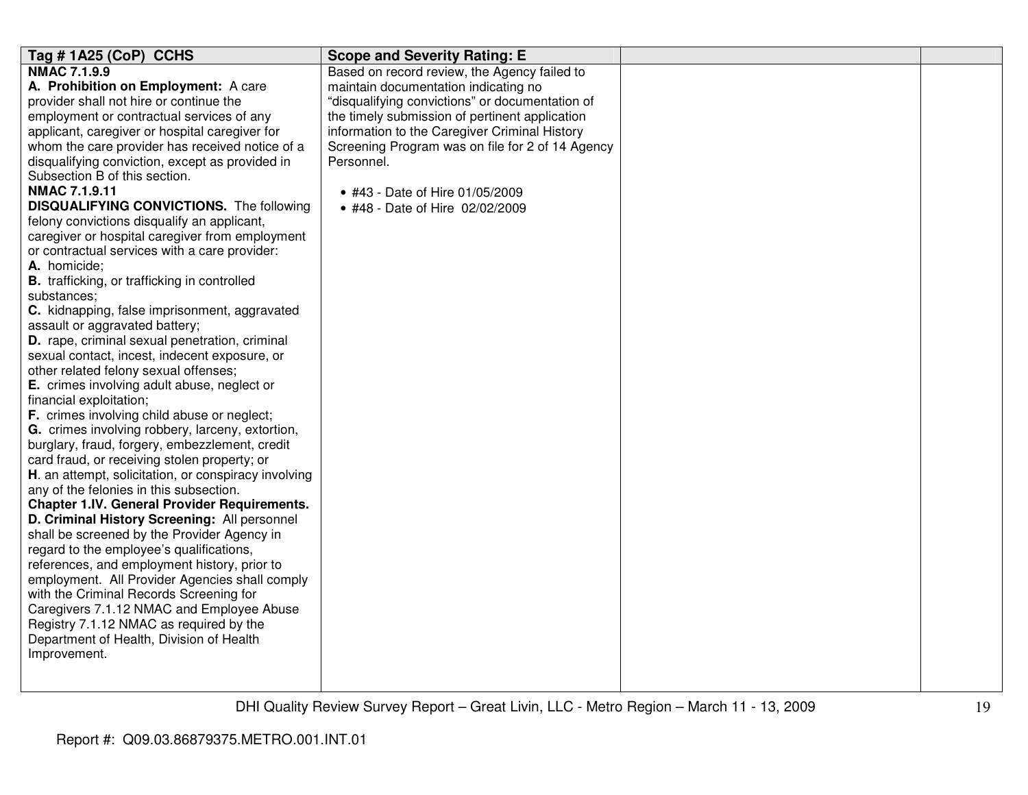| Tag # 1A25 (CoP) CCHS | Scope and Severity Rating: E | | |
|---|---|---|---|
| **NMAC 7.1.9.9**<br>**A. Prohibition on Employment:** A care provider shall not hire or continue the employment or contractual services of any applicant, caregiver or hospital caregiver for whom the care provider has received notice of a disqualifying conviction, except as provided in Subsection B of this section.<br>**NMAC 7.1.9.11**<br>**DISQUALIFYING CONVICTIONS.** The following felony convictions disqualify an applicant, caregiver or hospital caregiver from employment or contractual services with a care provider:<br>**A.** homicide;<br>**B.** trafficking, or trafficking in controlled substances;<br>**C.** kidnapping, false imprisonment, aggravated assault or aggravated battery;<br>**D.** rape, criminal sexual penetration, criminal sexual contact, incest, indecent exposure, or other related felony sexual offenses;<br>**E.** crimes involving adult abuse, neglect or financial exploitation;<br>**F.** crimes involving child abuse or neglect;<br>**G.** crimes involving robbery, larceny, extortion, burglary, fraud, forgery, embezzlement, credit card fraud, or receiving stolen property; or<br>**H**. an attempt, solicitation, or conspiracy involving any of the felonies in this subsection.<br>**Chapter 1.IV. General Provider Requirements.**<br>**D. Criminal History Screening:** All personnel shall be screened by the Provider Agency in regard to the employee's qualifications, references, and employment history, prior to employment. All Provider Agencies shall comply with the Criminal Records Screening for Caregivers 7.1.12 NMAC and Employee Abuse Registry 7.1.12 NMAC as required by the Department of Health, Division of Health Improvement. | Based on record review, the Agency failed to maintain documentation indicating no "disqualifying convictions" or documentation of the timely submission of pertinent application information to the Caregiver Criminal History Screening Program was on file for 2 of 14 Agency Personnel.<br><br>• #43 - Date of Hire 01/05/2009<br>• #48 - Date of Hire 02/02/2009 | | |

Report #: Q09.03.86879375.METRO.001.INT.01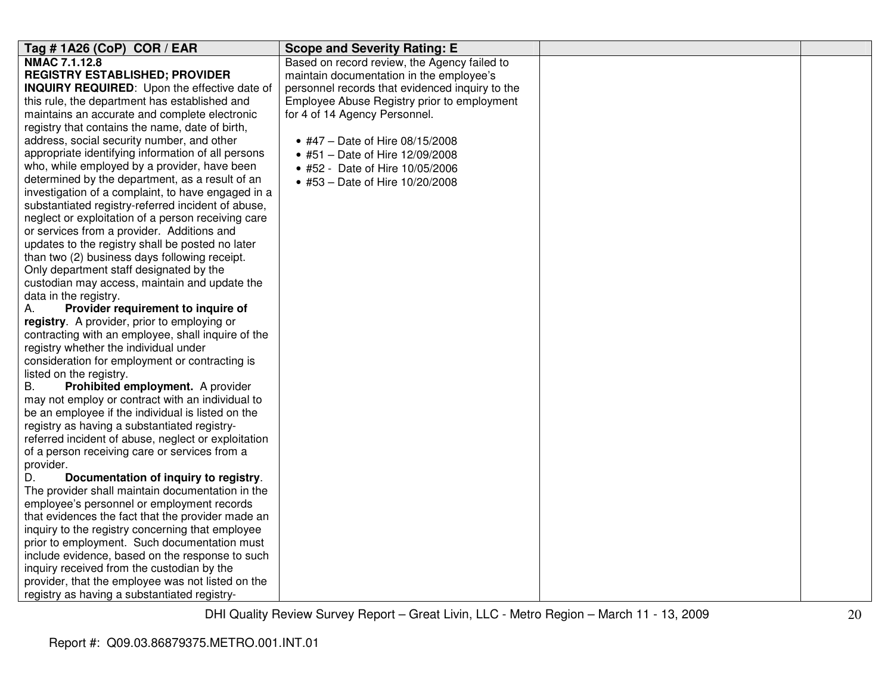| Tag # 1A26 (CoP) COR / EAR | Scope and Severity Rating: E | | |
|---|---|---|---|
| **NMAC 7.1.12.8**<br>**REGISTRY ESTABLISHED; PROVIDER INQUIRY REQUIRED**: Upon the effective date of this rule, the department has established and maintains an accurate and complete electronic registry that contains the name, date of birth, address, social security number, and other appropriate identifying information of all persons who, while employed by a provider, have been determined by the department, as a result of an investigation of a complaint, to have engaged in a substantiated registry-referred incident of abuse, neglect or exploitation of a person receiving care or services from a provider. Additions and updates to the registry shall be posted no later than two (2) business days following receipt. Only department staff designated by the custodian may access, maintain and update the data in the registry.<br>A. **Provider requirement to inquire of registry**. A provider, prior to employing or contracting with an employee, shall inquire of the registry whether the individual under consideration for employment or contracting is listed on the registry.<br>B. **Prohibited employment.** A provider may not employ or contract with an individual to be an employee if the individual is listed on the registry as having a substantiated registry-referred incident of abuse, neglect or exploitation of a person receiving care or services from a provider.<br>D. **Documentation of inquiry to registry**. The provider shall maintain documentation in the employee's personnel or employment records that evidences the fact that the provider made an inquiry to the registry concerning that employee prior to employment. Such documentation must include evidence, based on the response to such inquiry received from the custodian by the provider, that the employee was not listed on the registry as having a substantiated registry- | Based on record review, the Agency failed to maintain documentation in the employee's personnel records that evidenced inquiry to the Employee Abuse Registry prior to employment for 4 of 14 Agency Personnel.<br><br>• #47 – Date of Hire 08/15/2008<br>• #51 – Date of Hire 12/09/2008<br>• #52 - Date of Hire 10/05/2006<br>• #53 – Date of Hire 10/20/2008 | | |

DHI Quality Review Survey Report – Great Livin, LLC - Metro Region – March 11 - 13, 2009

Report #: Q09.03.86879375.METRO.001.INT.01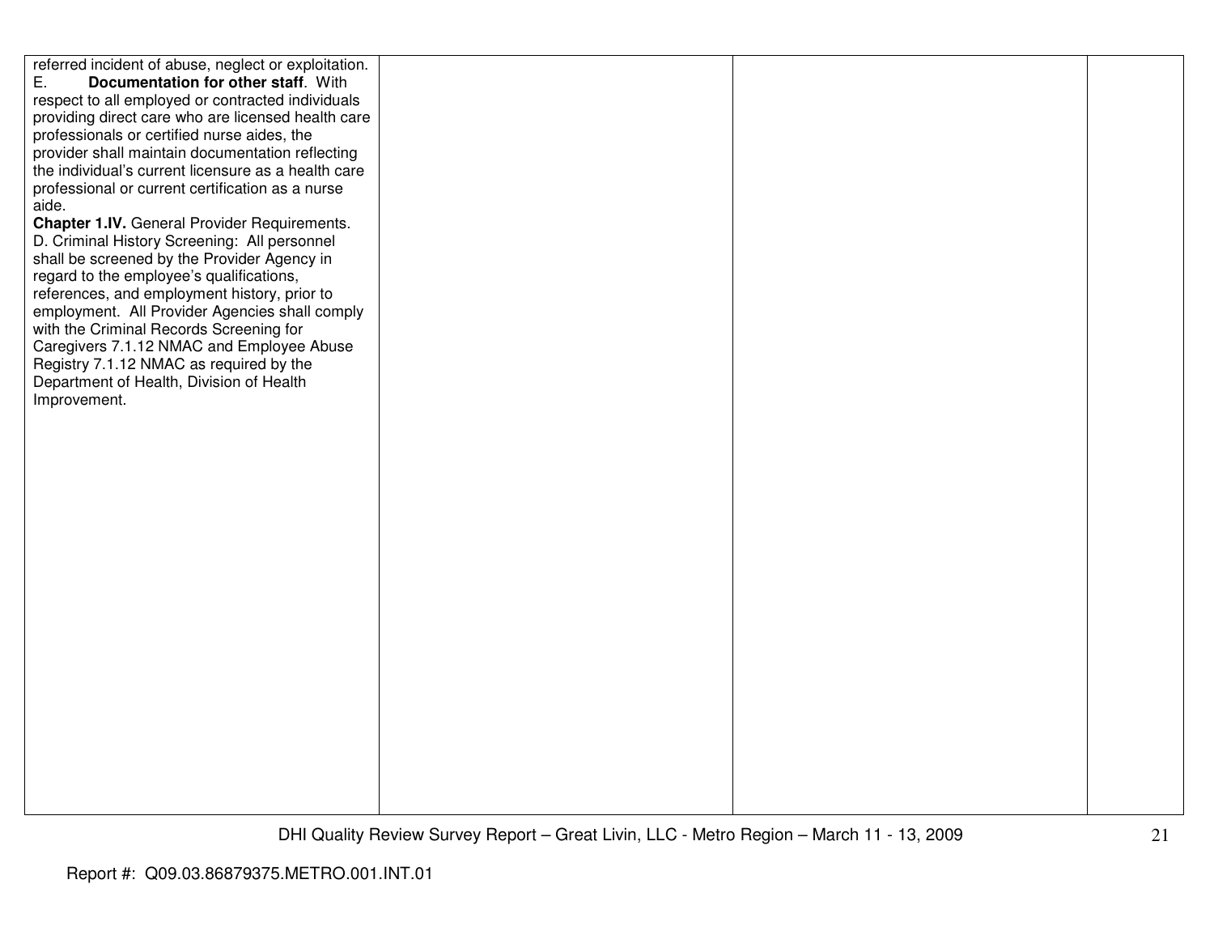| | | | |
|---|---|---|---|
| referred incident of abuse, neglect or exploitation.<br>E. **Documentation for other staff**. With respect to all employed or contracted individuals providing direct care who are licensed health care professionals or certified nurse aides, the provider shall maintain documentation reflecting the individual's current licensure as a health care professional or current certification as a nurse aide.<br>**Chapter 1.IV.** General Provider Requirements. D. Criminal History Screening: All personnel shall be screened by the Provider Agency in regard to the employee's qualifications, references, and employment history, prior to employment. All Provider Agencies shall comply with the Criminal Records Screening for Caregivers 7.1.12 NMAC and Employee Abuse Registry 7.1.12 NMAC as required by the Department of Health, Division of Health Improvement. | | | |

Report #: Q09.03.86879375.METRO.001.INT.01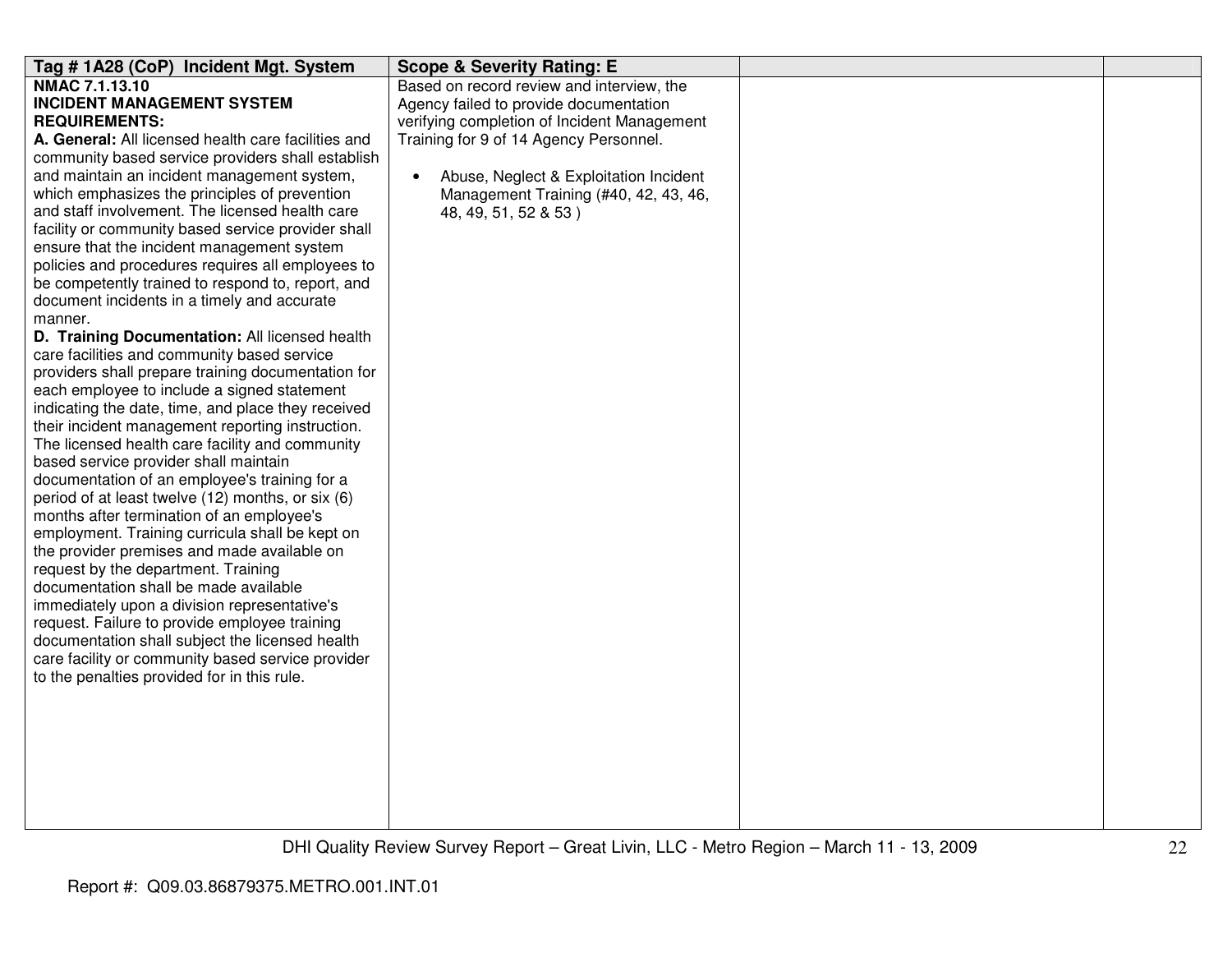| Tag # 1A28 (CoP) Incident Mgt. System | Scope & Severity Rating: E | | |
|---|---|---|---|
| **NMAC 7.1.13.10**<br>**INCIDENT MANAGEMENT SYSTEM REQUIREMENTS:**<br>**A. General:** All licensed health care facilities and community based service providers shall establish and maintain an incident management system, which emphasizes the principles of prevention and staff involvement. The licensed health care facility or community based service provider shall ensure that the incident management system policies and procedures requires all employees to be competently trained to respond to, report, and document incidents in a timely and accurate manner.<br>**D. Training Documentation:** All licensed health care facilities and community based service providers shall prepare training documentation for each employee to include a signed statement indicating the date, time, and place they received their incident management reporting instruction. The licensed health care facility and community based service provider shall maintain documentation of an employee's training for a period of at least twelve (12) months, or six (6) months after termination of an employee's employment. Training curricula shall be kept on the provider premises and made available on request by the department. Training documentation shall be made available immediately upon a division representative's request. Failure to provide employee training documentation shall subject the licensed health care facility or community based service provider to the penalties provided for in this rule. | Based on record review and interview, the Agency failed to provide documentation verifying completion of Incident Management Training for 9 of 14 Agency Personnel.<br><br>• Abuse, Neglect & Exploitation Incident Management Training (#40, 42, 43, 46, 48, 49, 51, 52 & 53 ) | | |

DHI Quality Review Survey Report – Great Livin, LLC - Metro Region – March 11 - 13, 2009

Report #: Q09.03.86879375.METRO.001.INT.01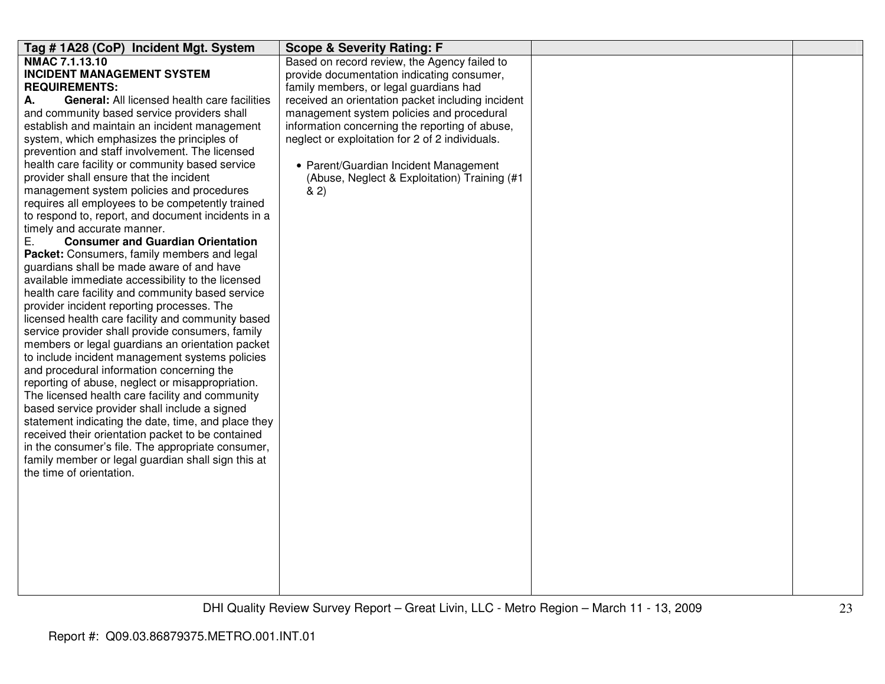| Tag # 1A28 (CoP) Incident Mgt. System | Scope & Severity Rating: F | | |
|---|---|---|---|
| **NMAC 7.1.13.10**<br>**INCIDENT MANAGEMENT SYSTEM REQUIREMENTS:**<br>**A. General:** All licensed health care facilities and community based service providers shall establish and maintain an incident management system, which emphasizes the principles of prevention and staff involvement. The licensed health care facility or community based service provider shall ensure that the incident management system policies and procedures requires all employees to be competently trained to respond to, report, and document incidents in a timely and accurate manner.<br>E. **Consumer and Guardian Orientation Packet:** Consumers, family members and legal guardians shall be made aware of and have available immediate accessibility to the licensed health care facility and community based service provider incident reporting processes. The licensed health care facility and community based service provider shall provide consumers, family members or legal guardians an orientation packet to include incident management systems policies and procedural information concerning the reporting of abuse, neglect or misappropriation. The licensed health care facility and community based service provider shall include a signed statement indicating the date, time, and place they received their orientation packet to be contained in the consumer's file. The appropriate consumer, family member or legal guardian shall sign this at the time of orientation. | Based on record review, the Agency failed to provide documentation indicating consumer, family members, or legal guardians had received an orientation packet including incident management system policies and procedural information concerning the reporting of abuse, neglect or exploitation for 2 of 2 individuals.<br><br>• Parent/Guardian Incident Management (Abuse, Neglect & Exploitation) Training (#1 & 2) | | |

DHI Quality Review Survey Report – Great Livin, LLC - Metro Region – March 11 - 13, 2009

Report #: Q09.03.86879375.METRO.001.INT.01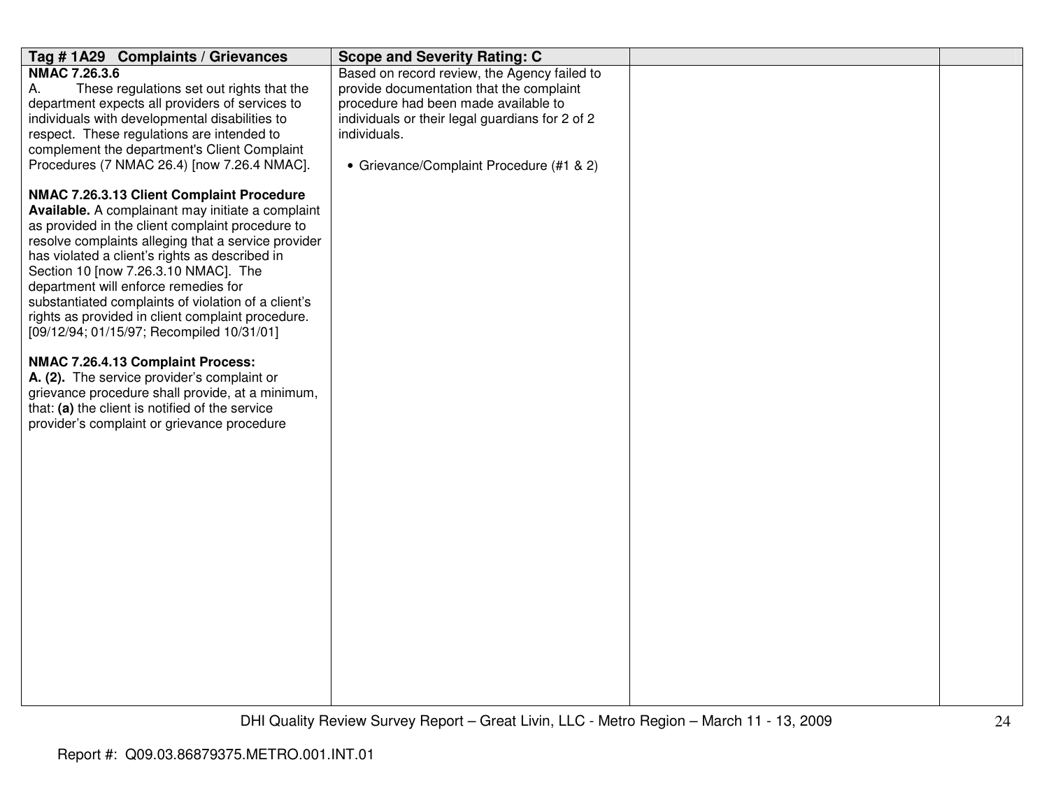| Tag # 1A29 Complaints / Grievances | Scope and Severity Rating: C | | |
|---|---|---|---|
| **NMAC 7.26.3.6**<br>A. These regulations set out rights that the department expects all providers of services to individuals with developmental disabilities to respect. These regulations are intended to complement the department's Client Complaint Procedures (7 NMAC 26.4) [now 7.26.4 NMAC].<br><br>**NMAC 7.26.3.13 Client Complaint Procedure Available.** A complainant may initiate a complaint as provided in the client complaint procedure to resolve complaints alleging that a service provider has violated a client's rights as described in Section 10 [now 7.26.3.10 NMAC]. The department will enforce remedies for substantiated complaints of violation of a client's rights as provided in client complaint procedure. [09/12/94; 01/15/97; Recompiled 10/31/01]<br><br>**NMAC 7.26.4.13 Complaint Process:**<br>**A. (2).** The service provider's complaint or grievance procedure shall provide, at a minimum, that: **(a)** the client is notified of the service provider's complaint or grievance procedure | Based on record review, the Agency failed to provide documentation that the complaint procedure had been made available to individuals or their legal guardians for 2 of 2 individuals.<br><br>• Grievance/Complaint Procedure (#1 & 2) | | |

Report #: Q09.03.86879375.METRO.001.INT.01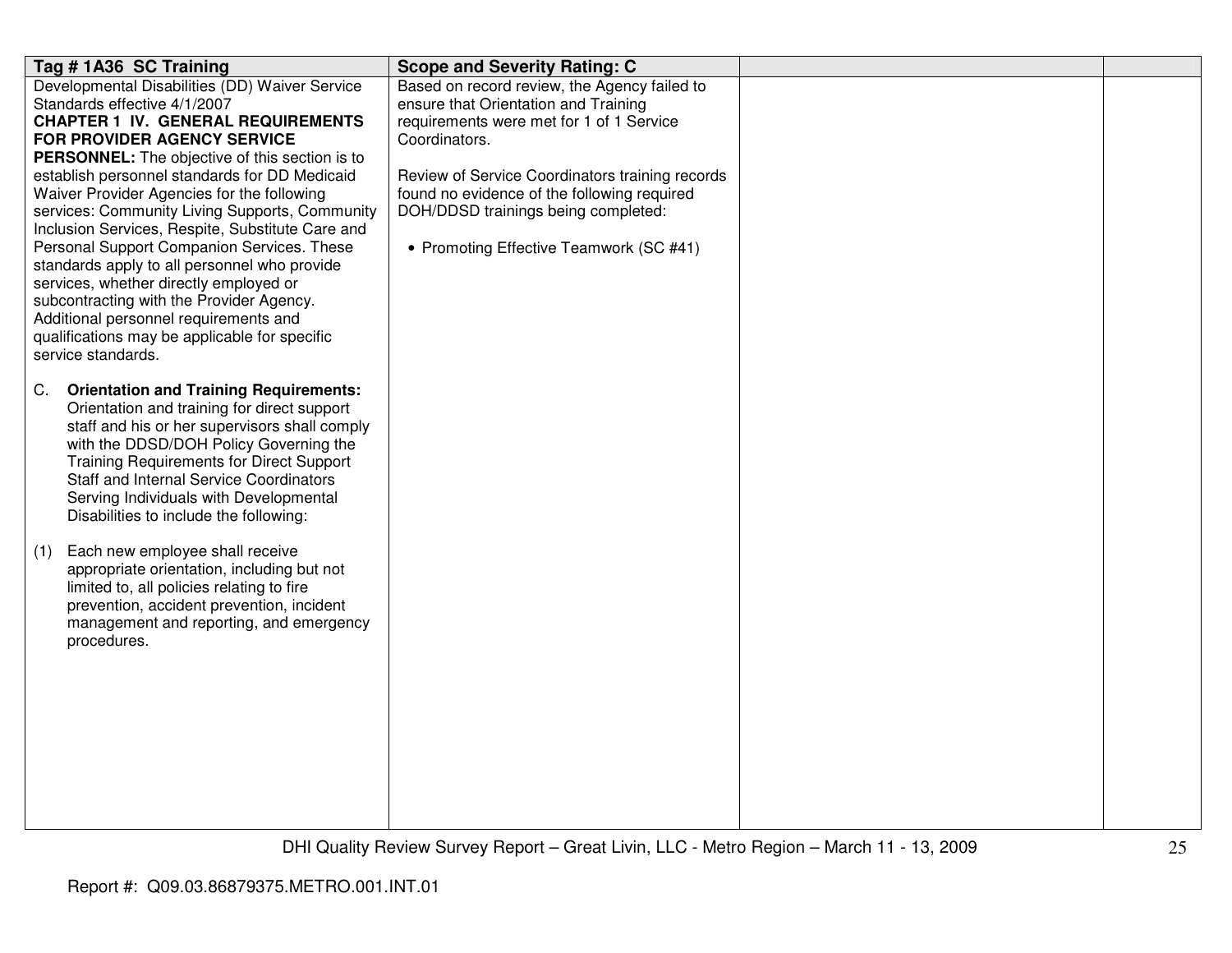| Tag # 1A36 SC Training | Scope and Severity Rating: C | | |
|---|---|---|---|
| Developmental Disabilities (DD) Waiver Service Standards effective 4/1/2007<br>**CHAPTER 1 IV. GENERAL REQUIREMENTS FOR PROVIDER AGENCY SERVICE PERSONNEL:** The objective of this section is to establish personnel standards for DD Medicaid Waiver Provider Agencies for the following services: Community Living Supports, Community Inclusion Services, Respite, Substitute Care and Personal Support Companion Services. These standards apply to all personnel who provide services, whether directly employed or subcontracting with the Provider Agency. Additional personnel requirements and qualifications may be applicable for specific service standards.<br><br>C. **Orientation and Training Requirements:** Orientation and training for direct support staff and his or her supervisors shall comply with the DDSD/DOH Policy Governing the Training Requirements for Direct Support Staff and Internal Service Coordinators Serving Individuals with Developmental Disabilities to include the following:<br><br>(1) Each new employee shall receive appropriate orientation, including but not limited to, all policies relating to fire prevention, accident prevention, incident management and reporting, and emergency procedures. | Based on record review, the Agency failed to ensure that Orientation and Training requirements were met for 1 of 1 Service Coordinators.<br><br>Review of Service Coordinators training records found no evidence of the following required DOH/DDSD trainings being completed:<br><br>• Promoting Effective Teamwork (SC #41) | | |

Report #: Q09.03.86879375.METRO.001.INT.01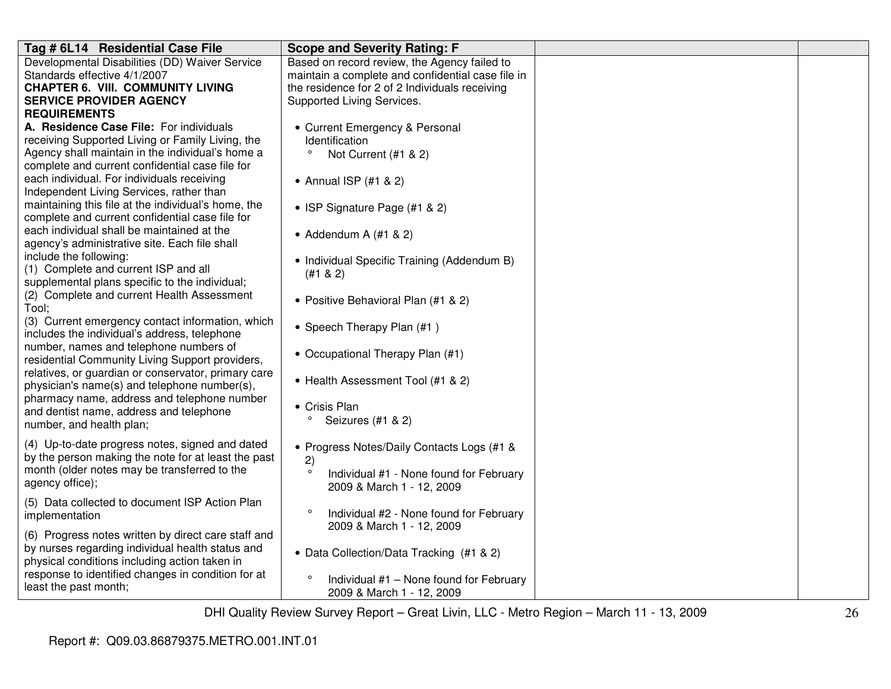| Tag # 6L14 Residential Case File | Scope and Severity Rating: F | | |
|---|---|---|---|
| Developmental Disabilities (DD) Waiver Service Standards effective 4/1/2007<br>**CHAPTER 6. VIII. COMMUNITY LIVING SERVICE PROVIDER AGENCY REQUIREMENTS**<br>**A. Residence Case File:** For individuals receiving Supported Living or Family Living, the Agency shall maintain in the individual's home a complete and current confidential case file for each individual. For individuals receiving Independent Living Services, rather than maintaining this file at the individual's home, the complete and current confidential case file for each individual shall be maintained at the agency's administrative site. Each file shall include the following:<br>(1) Complete and current ISP and all supplemental plans specific to the individual;<br>(2) Complete and current Health Assessment Tool;<br>(3) Current emergency contact information, which includes the individual's address, telephone number, names and telephone numbers of residential Community Living Support providers, relatives, or guardian or conservator, primary care physician's name(s) and telephone number(s), pharmacy name, address and telephone number and dentist name, address and telephone number, and health plan;<br>(4) Up-to-date progress notes, signed and dated by the person making the note for at least the past month (older notes may be transferred to the agency office);<br>(5) Data collected to document ISP Action Plan implementation<br>(6) Progress notes written by direct care staff and by nurses regarding individual health status and physical conditions including action taken in response to identified changes in condition for at least the past month; | Based on record review, the Agency failed to maintain a complete and confidential case file in the residence for 2 of 2 Individuals receiving Supported Living Services.<br><br>• Current Emergency & Personal Identification<br>° Not Current (#1 & 2)<br><br>• Annual ISP (#1 & 2)<br><br>• ISP Signature Page (#1 & 2)<br><br>• Addendum A (#1 & 2)<br><br>• Individual Specific Training (Addendum B) (#1 & 2)<br><br>• Positive Behavioral Plan (#1 & 2)<br><br>• Speech Therapy Plan (#1 )<br><br>• Occupational Therapy Plan (#1)<br><br>• Health Assessment Tool (#1 & 2)<br><br>• Crisis Plan<br>° Seizures (#1 & 2)<br><br>• Progress Notes/Daily Contacts Logs (#1 & 2)<br>° Individual #1 - None found for February 2009 & March 1 - 12, 2009<br>° Individual #2 - None found for February 2009 & March 1 - 12, 2009<br><br>• Data Collection/Data Tracking (#1 & 2)<br>° Individual #1 – None found for February 2009 & March 1 - 12, 2009 | | |

DHI Quality Review Survey Report – Great Livin, LLC - Metro Region – March 11 - 13, 2009

Report #: Q09.03.86879375.METRO.001.INT.01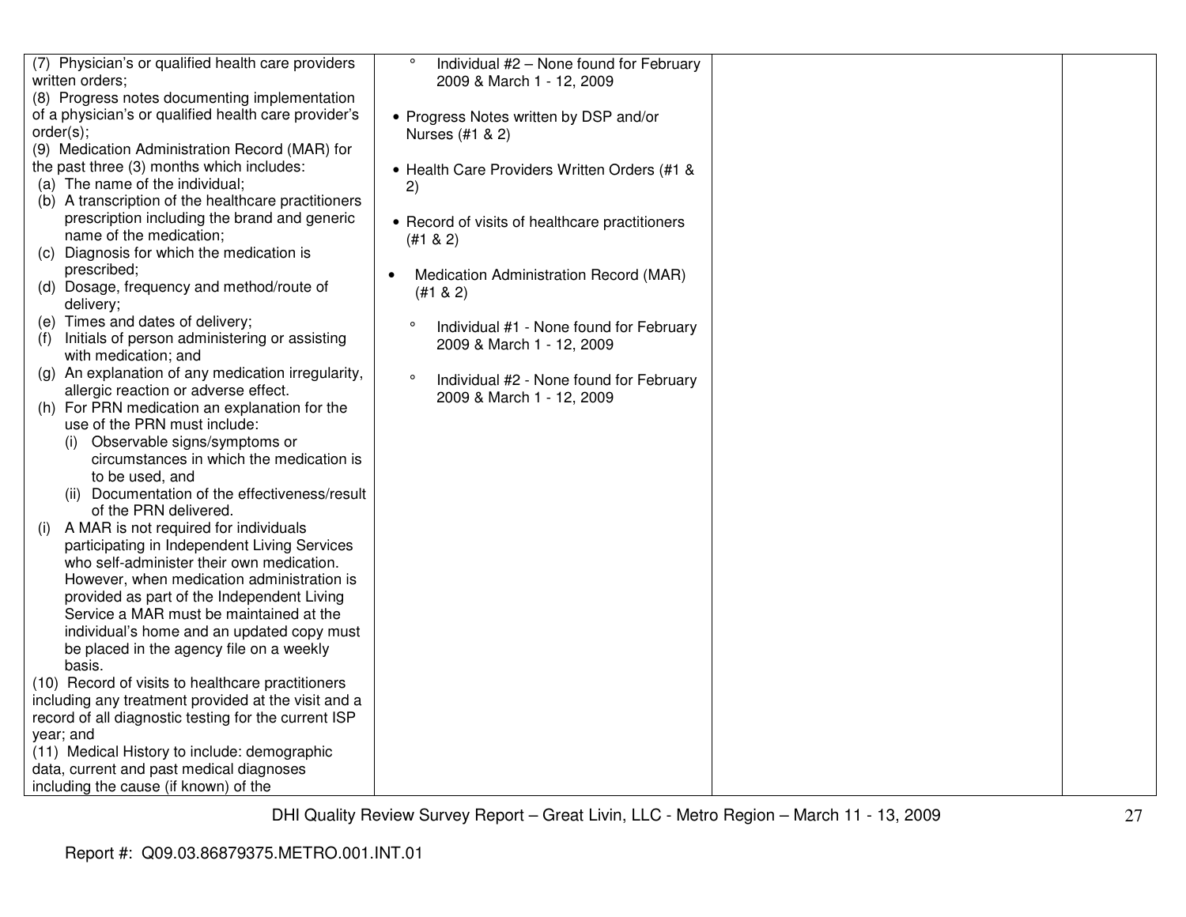| | | | |
|---|---|---|---|
| (7) Physician's or qualified health care providers written orders;<br>(8) Progress notes documenting implementation of a physician's or qualified health care provider's order(s);<br>(9) Medication Administration Record (MAR) for the past three (3) months which includes:<br>(a) The name of the individual;<br>(b) A transcription of the healthcare practitioners prescription including the brand and generic name of the medication;<br>(c) Diagnosis for which the medication is prescribed;<br>(d) Dosage, frequency and method/route of delivery;<br>(e) Times and dates of delivery;<br>(f) Initials of person administering or assisting with medication; and<br>(g) An explanation of any medication irregularity, allergic reaction or adverse effect.<br>(h) For PRN medication an explanation for the use of the PRN must include:<br>(i) Observable signs/symptoms or circumstances in which the medication is to be used, and<br>(ii) Documentation of the effectiveness/result of the PRN delivered.<br>(i) A MAR is not required for individuals participating in Independent Living Services who self-administer their own medication. However, when medication administration is provided as part of the Independent Living Service a MAR must be maintained at the individual's home and an updated copy must be placed in the agency file on a weekly basis.<br>(10) Record of visits to healthcare practitioners including any treatment provided at the visit and a record of all diagnostic testing for the current ISP year; and<br>(11) Medical History to include: demographic data, current and past medical diagnoses including the cause (if known) of the | ° Individual #2 – None found for February 2009 & March 1 - 12, 2009<br><br>• Progress Notes written by DSP and/or Nurses (#1 & 2)<br><br>• Health Care Providers Written Orders (#1 & 2)<br><br>• Record of visits of healthcare practitioners (#1 & 2)<br><br>• Medication Administration Record (MAR) (#1 & 2)<br><br>° Individual #1 - None found for February 2009 & March 1 - 12, 2009<br><br>° Individual #2 - None found for February 2009 & March 1 - 12, 2009 | | |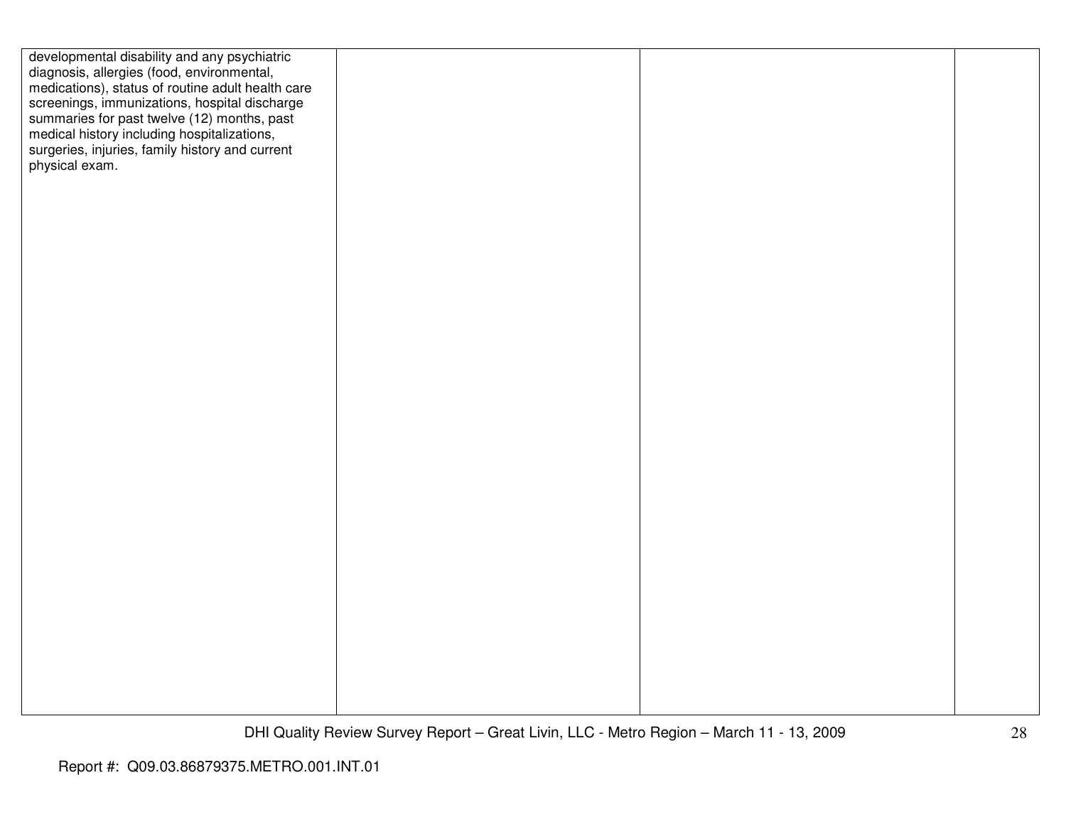| | | | |
|---|---|---|---|
| developmental disability and any psychiatric diagnosis, allergies (food, environmental, medications), status of routine adult health care screenings, immunizations, hospital discharge summaries for past twelve (12) months, past medical history including hospitalizations, surgeries, injuries, family history and current physical exam. | | | |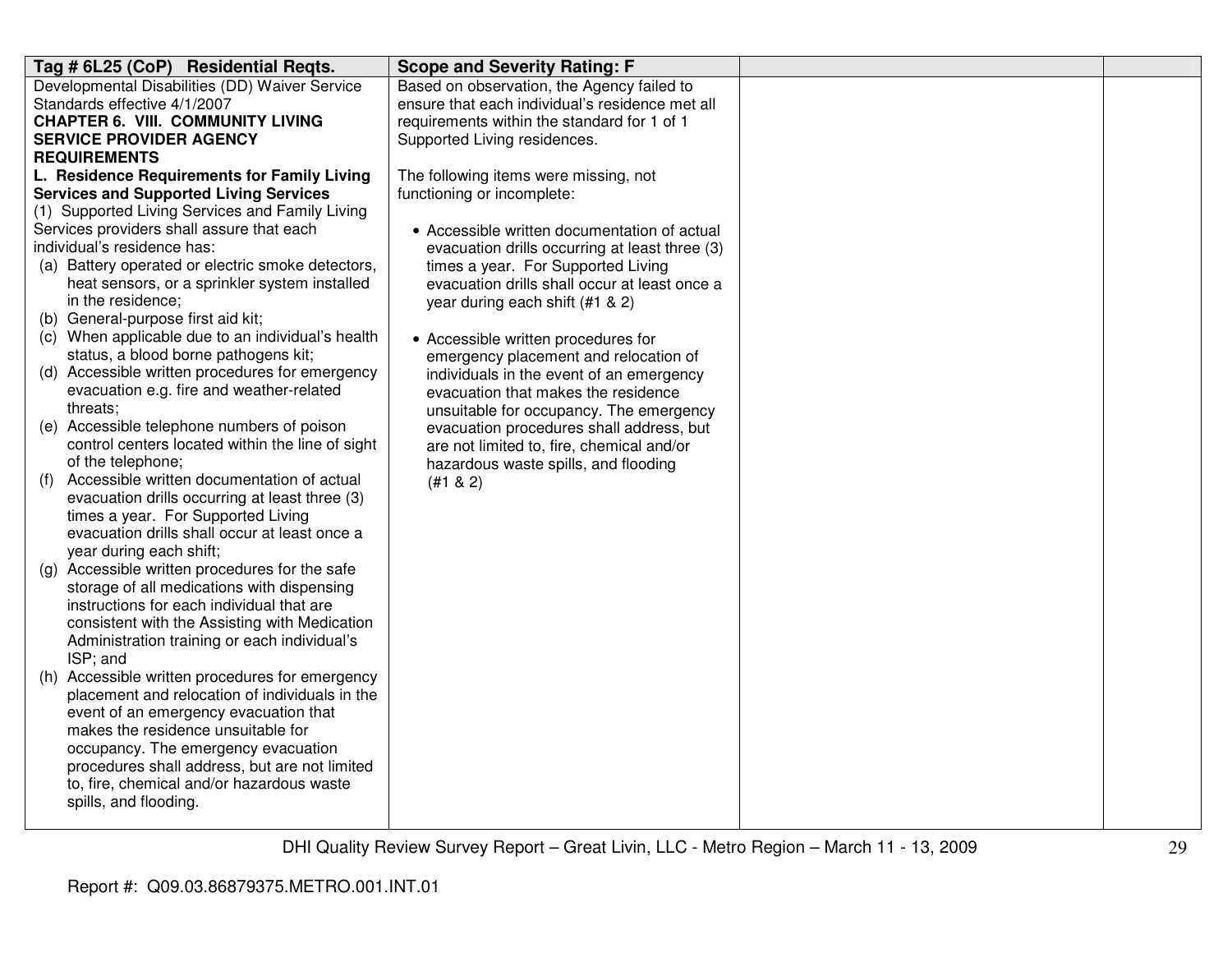| Tag # 6L25 (CoP) Residential Reqts. | Scope and Severity Rating: F | | |
|---|---|---|---|
| Developmental Disabilities (DD) Waiver Service Standards effective 4/1/2007<br>**CHAPTER 6. VIII. COMMUNITY LIVING SERVICE PROVIDER AGENCY REQUIREMENTS**<br>**L. Residence Requirements for Family Living Services and Supported Living Services**<br>(1) Supported Living Services and Family Living Services providers shall assure that each individual's residence has:<br>(a) Battery operated or electric smoke detectors, heat sensors, or a sprinkler system installed in the residence;<br>(b) General-purpose first aid kit;<br>(c) When applicable due to an individual's health status, a blood borne pathogens kit;<br>(d) Accessible written procedures for emergency evacuation e.g. fire and weather-related threats;<br>(e) Accessible telephone numbers of poison control centers located within the line of sight of the telephone;<br>(f) Accessible written documentation of actual evacuation drills occurring at least three (3) times a year. For Supported Living evacuation drills shall occur at least once a year during each shift;<br>(g) Accessible written procedures for the safe storage of all medications with dispensing instructions for each individual that are consistent with the Assisting with Medication Administration training or each individual's ISP; and<br>(h) Accessible written procedures for emergency placement and relocation of individuals in the event of an emergency evacuation that makes the residence unsuitable for occupancy. The emergency evacuation procedures shall address, but are not limited to, fire, chemical and/or hazardous waste spills, and flooding. | Based on observation, the Agency failed to ensure that each individual's residence met all requirements within the standard for 1 of 1 Supported Living residences.<br><br>The following items were missing, not functioning or incomplete:<br><br>• Accessible written documentation of actual evacuation drills occurring at least three (3) times a year. For Supported Living evacuation drills shall occur at least once a year during each shift (#1 & 2)<br><br>• Accessible written procedures for emergency placement and relocation of individuals in the event of an emergency evacuation that makes the residence unsuitable for occupancy. The emergency evacuation procedures shall address, but are not limited to, fire, chemical and/or hazardous waste spills, and flooding (#1 & 2) | | |

Report #: Q09.03.86879375.METRO.001.INT.01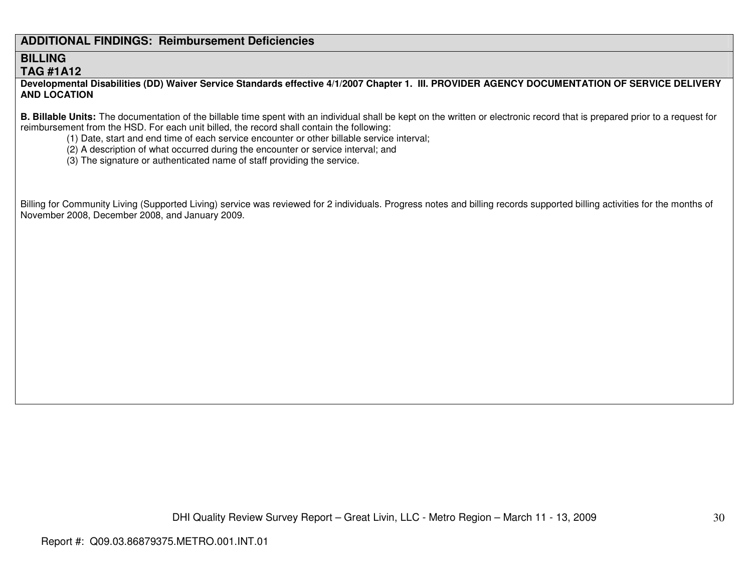## ADDITIONAL FINDINGS: Reimbursement Deficiencies

### BILLING
### TAG #1A12

**Developmental Disabilities (DD) Waiver Service Standards effective 4/1/2007 Chapter 1. III. PROVIDER AGENCY DOCUMENTATION OF SERVICE DELIVERY AND LOCATION**

**B. Billable Units:** The documentation of the billable time spent with an individual shall be kept on the written or electronic record that is prepared prior to a request for reimbursement from the HSD. For each unit billed, the record shall contain the following:

(1) Date, start and end time of each service encounter or other billable service interval;
(2) A description of what occurred during the encounter or service interval; and
(3) The signature or authenticated name of staff providing the service.

Billing for Community Living (Supported Living) service was reviewed for 2 individuals. Progress notes and billing records supported billing activities for the months of November 2008, December 2008, and January 2009.